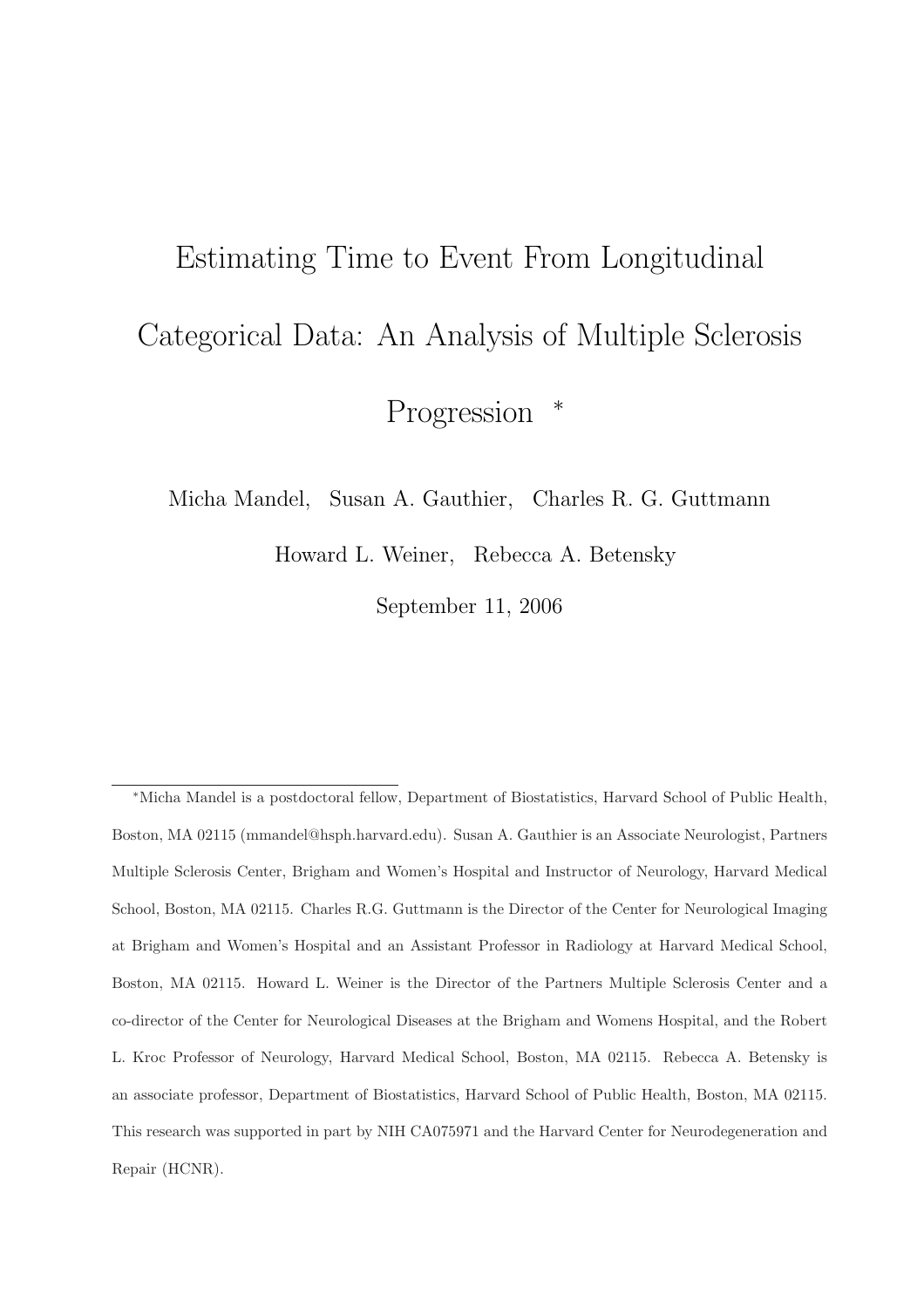# Estimating Time to Event From Longitudinal Categorical Data: An Analysis of Multiple Sclerosis Progression *

Micha Mandel, Susan A. Gauthier, Charles R. G. Guttmann

Howard L. Weiner, Rebecca A. Betensky

September 11, 2006

---

*Micha Mandel is a postdoctoral fellow, Department of Biostatistics, Harvard School of Public Health, Boston, MA 02115 (mmandel@hsph.harvard.edu). Susan A. Gauthier is an Associate Neurologist, Partners Multiple Sclerosis Center, Brigham and Women's Hospital and Instructor of Neurology, Harvard Medical School, Boston, MA 02115. Charles R.G. Guttmann is the Director of the Center for Neurological Imaging at Brigham and Women's Hospital and an Assistant Professor in Radiology at Harvard Medical School, Boston, MA 02115. Howard L. Weiner is the Director of the Partners Multiple Sclerosis Center and a co-director of the Center for Neurological Diseases at the Brigham and Womens Hospital, and the Robert L. Kroc Professor of Neurology, Harvard Medical School, Boston, MA 02115. Rebecca A. Betensky is an associate professor, Department of Biostatistics, Harvard School of Public Health, Boston, MA 02115. This research was supported in part by NIH CA075971 and the Harvard Center for Neurodegeneration and Repair (HCNR).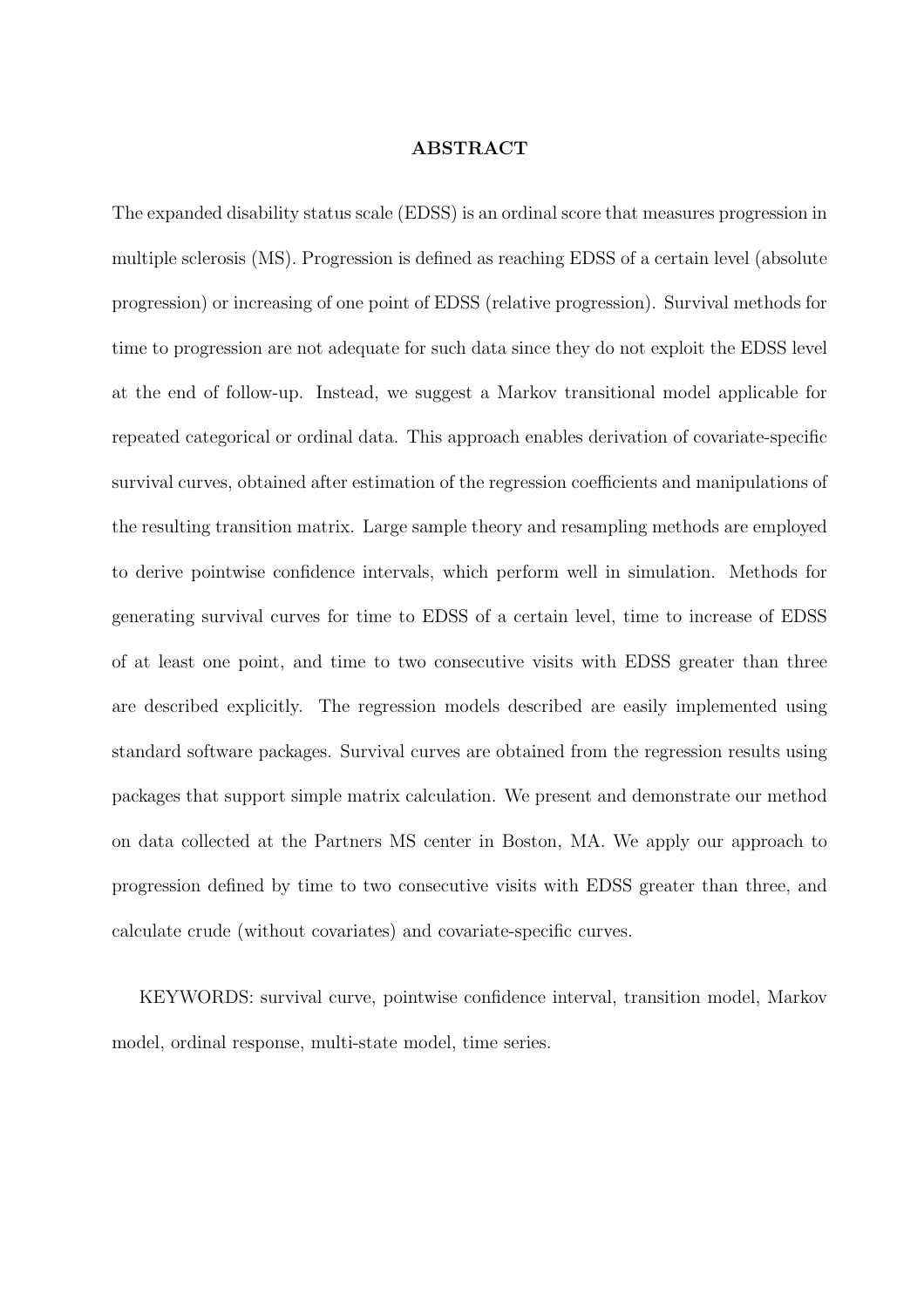## ABSTRACT

The expanded disability status scale (EDSS) is an ordinal score that measures progression in multiple sclerosis (MS). Progression is defined as reaching EDSS of a certain level (absolute progression) or increasing of one point of EDSS (relative progression). Survival methods for time to progression are not adequate for such data since they do not exploit the EDSS level at the end of follow-up. Instead, we suggest a Markov transitional model applicable for repeated categorical or ordinal data. This approach enables derivation of covariate-specific survival curves, obtained after estimation of the regression coefficients and manipulations of the resulting transition matrix. Large sample theory and resampling methods are employed to derive pointwise confidence intervals, which perform well in simulation. Methods for generating survival curves for time to EDSS of a certain level, time to increase of EDSS of at least one point, and time to two consecutive visits with EDSS greater than three are described explicitly. The regression models described are easily implemented using standard software packages. Survival curves are obtained from the regression results using packages that support simple matrix calculation. We present and demonstrate our method on data collected at the Partners MS center in Boston, MA. We apply our approach to progression defined by time to two consecutive visits with EDSS greater than three, and calculate crude (without covariates) and covariate-specific curves.

KEYWORDS: survival curve, pointwise confidence interval, transition model, Markov model, ordinal response, multi-state model, time series.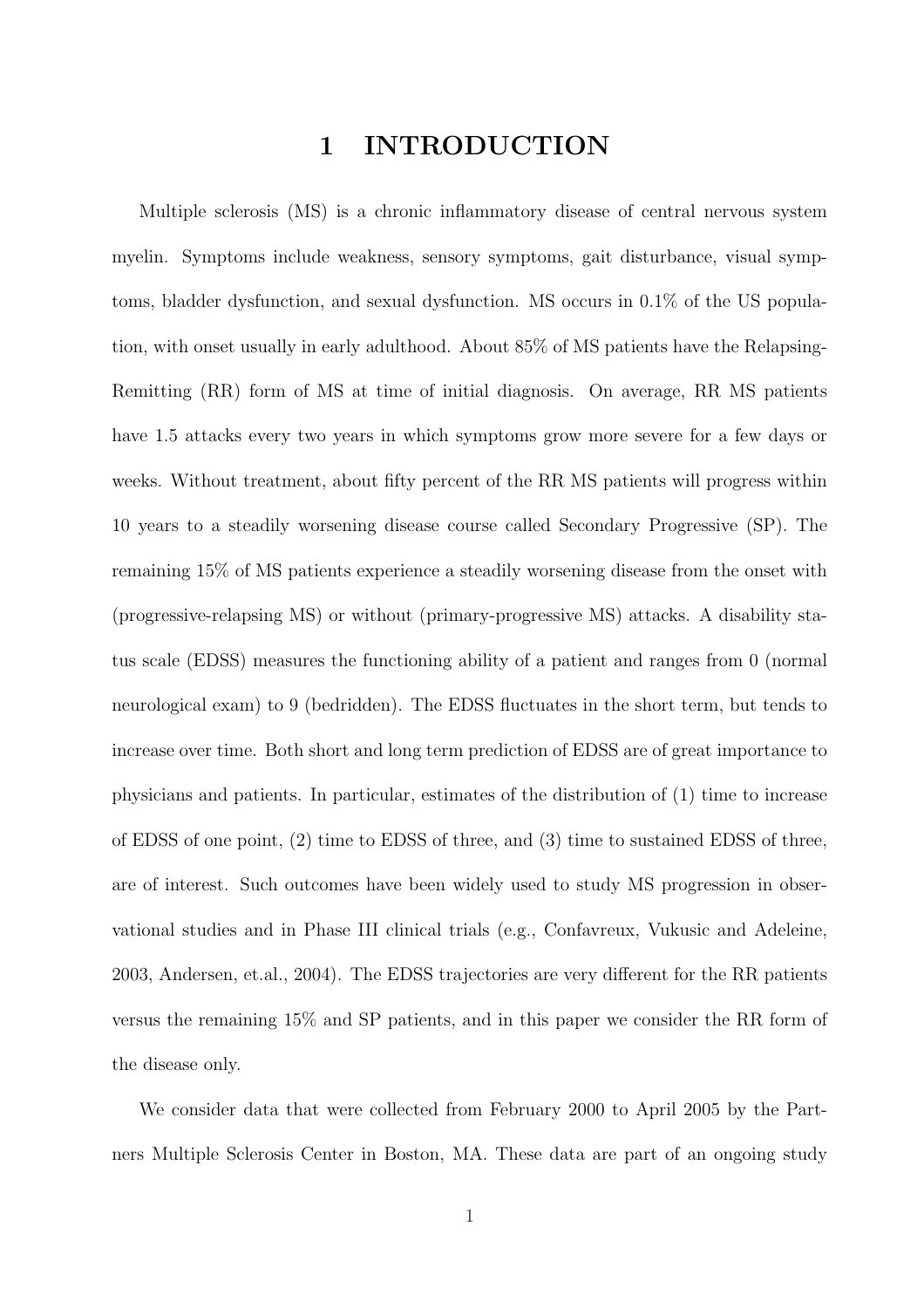# 1 INTRODUCTION

Multiple sclerosis (MS) is a chronic inflammatory disease of central nervous system myelin. Symptoms include weakness, sensory symptoms, gait disturbance, visual symptoms, bladder dysfunction, and sexual dysfunction. MS occurs in 0.1% of the US population, with onset usually in early adulthood. About 85% of MS patients have the Relapsing-Remitting (RR) form of MS at time of initial diagnosis. On average, RR MS patients have 1.5 attacks every two years in which symptoms grow more severe for a few days or weeks. Without treatment, about fifty percent of the RR MS patients will progress within 10 years to a steadily worsening disease course called Secondary Progressive (SP). The remaining 15% of MS patients experience a steadily worsening disease from the onset with (progressive-relapsing MS) or without (primary-progressive MS) attacks. A disability status scale (EDSS) measures the functioning ability of a patient and ranges from 0 (normal neurological exam) to 9 (bedridden). The EDSS fluctuates in the short term, but tends to increase over time. Both short and long term prediction of EDSS are of great importance to physicians and patients. In particular, estimates of the distribution of (1) time to increase of EDSS of one point, (2) time to EDSS of three, and (3) time to sustained EDSS of three, are of interest. Such outcomes have been widely used to study MS progression in observational studies and in Phase III clinical trials (e.g., Confavreux, Vukusic and Adeleine, 2003, Andersen, et.al., 2004). The EDSS trajectories are very different for the RR patients versus the remaining 15% and SP patients, and in this paper we consider the RR form of the disease only.

We consider data that were collected from February 2000 to April 2005 by the Partners Multiple Sclerosis Center in Boston, MA. These data are part of an ongoing study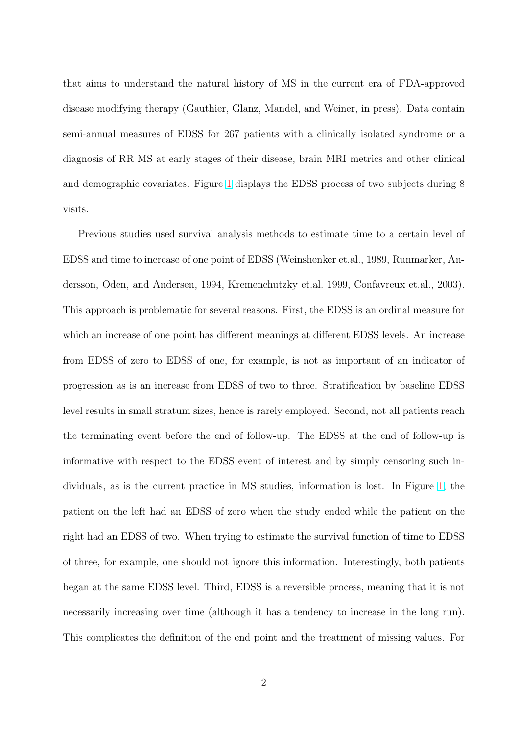that aims to understand the natural history of MS in the current era of FDA-approved disease modifying therapy (Gauthier, Glanz, Mandel, and Weiner, in press). Data contain semi-annual measures of EDSS for 267 patients with a clinically isolated syndrome or a diagnosis of RR MS at early stages of their disease, brain MRI metrics and other clinical and demographic covariates. Figure 1 displays the EDSS process of two subjects during 8 visits.

Previous studies used survival analysis methods to estimate time to a certain level of EDSS and time to increase of one point of EDSS (Weinshenker et.al., 1989, Runmarker, Andersson, Oden, and Andersen, 1994, Kremenchutzky et.al. 1999, Confavreux et.al., 2003). This approach is problematic for several reasons. First, the EDSS is an ordinal measure for which an increase of one point has different meanings at different EDSS levels. An increase from EDSS of zero to EDSS of one, for example, is not as important of an indicator of progression as is an increase from EDSS of two to three. Stratification by baseline EDSS level results in small stratum sizes, hence is rarely employed. Second, not all patients reach the terminating event before the end of follow-up. The EDSS at the end of follow-up is informative with respect to the EDSS event of interest and by simply censoring such individuals, as is the current practice in MS studies, information is lost. In Figure 1, the patient on the left had an EDSS of zero when the study ended while the patient on the right had an EDSS of two. When trying to estimate the survival function of time to EDSS of three, for example, one should not ignore this information. Interestingly, both patients began at the same EDSS level. Third, EDSS is a reversible process, meaning that it is not necessarily increasing over time (although it has a tendency to increase in the long run). This complicates the definition of the end point and the treatment of missing values. For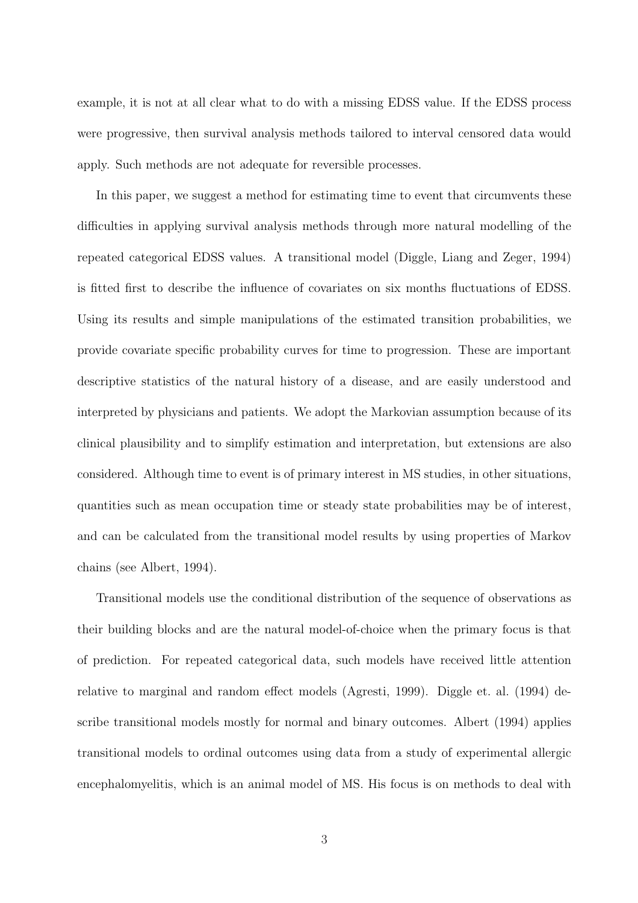example, it is not at all clear what to do with a missing EDSS value. If the EDSS process were progressive, then survival analysis methods tailored to interval censored data would apply. Such methods are not adequate for reversible processes.

In this paper, we suggest a method for estimating time to event that circumvents these difficulties in applying survival analysis methods through more natural modelling of the repeated categorical EDSS values. A transitional model (Diggle, Liang and Zeger, 1994) is fitted first to describe the influence of covariates on six months fluctuations of EDSS. Using its results and simple manipulations of the estimated transition probabilities, we provide covariate specific probability curves for time to progression. These are important descriptive statistics of the natural history of a disease, and are easily understood and interpreted by physicians and patients. We adopt the Markovian assumption because of its clinical plausibility and to simplify estimation and interpretation, but extensions are also considered. Although time to event is of primary interest in MS studies, in other situations, quantities such as mean occupation time or steady state probabilities may be of interest, and can be calculated from the transitional model results by using properties of Markov chains (see Albert, 1994).

Transitional models use the conditional distribution of the sequence of observations as their building blocks and are the natural model-of-choice when the primary focus is that of prediction. For repeated categorical data, such models have received little attention relative to marginal and random effect models (Agresti, 1999). Diggle et. al. (1994) describe transitional models mostly for normal and binary outcomes. Albert (1994) applies transitional models to ordinal outcomes using data from a study of experimental allergic encephalomyelitis, which is an animal model of MS. His focus is on methods to deal with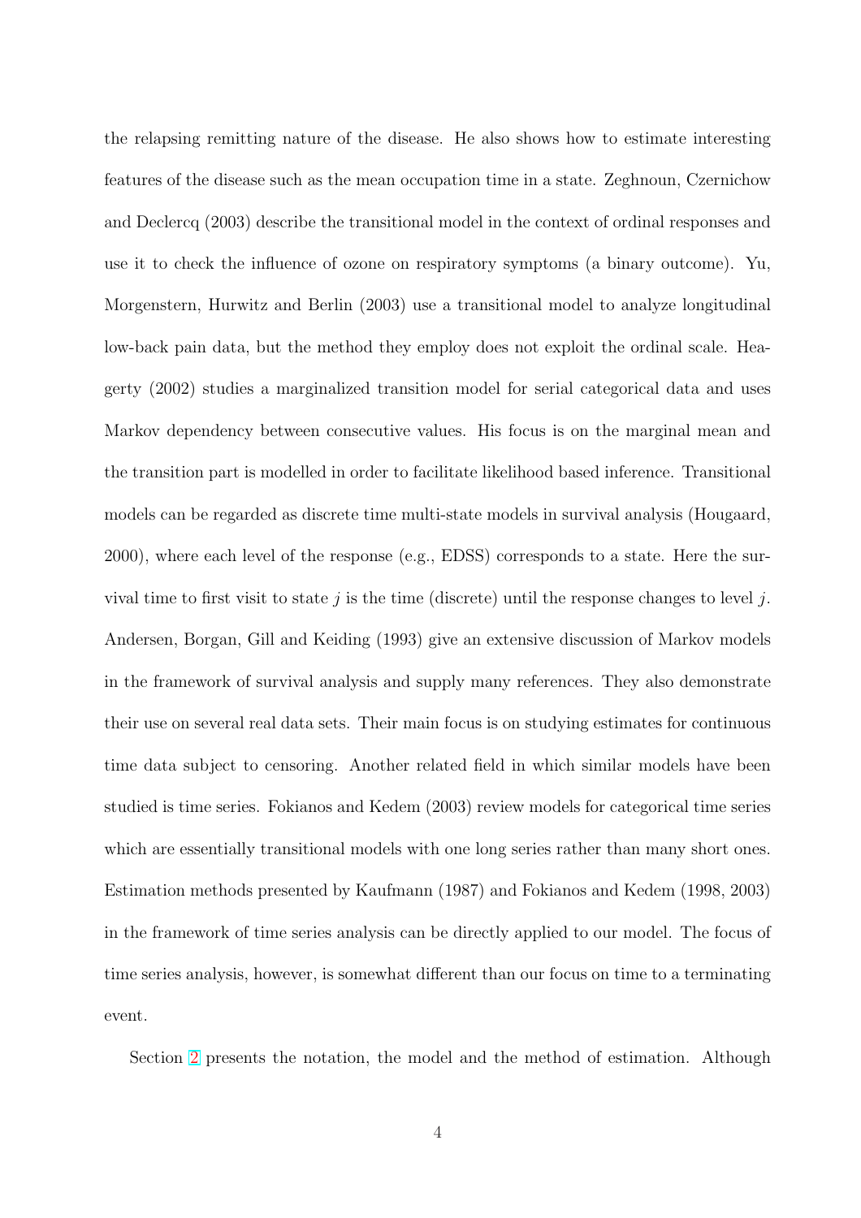the relapsing remitting nature of the disease. He also shows how to estimate interesting features of the disease such as the mean occupation time in a state. Zeghnoun, Czernichow and Declercq (2003) describe the transitional model in the context of ordinal responses and use it to check the influence of ozone on respiratory symptoms (a binary outcome). Yu, Morgenstern, Hurwitz and Berlin (2003) use a transitional model to analyze longitudinal low-back pain data, but the method they employ does not exploit the ordinal scale. Heagerty (2002) studies a marginalized transition model for serial categorical data and uses Markov dependency between consecutive values. His focus is on the marginal mean and the transition part is modelled in order to facilitate likelihood based inference. Transitional models can be regarded as discrete time multi-state models in survival analysis (Hougaard, 2000), where each level of the response (e.g., EDSS) corresponds to a state. Here the survival time to first visit to state $j$ is the time (discrete) until the response changes to level $j$. Andersen, Borgan, Gill and Keiding (1993) give an extensive discussion of Markov models in the framework of survival analysis and supply many references. They also demonstrate their use on several real data sets. Their main focus is on studying estimates for continuous time data subject to censoring. Another related field in which similar models have been studied is time series. Fokianos and Kedem (2003) review models for categorical time series which are essentially transitional models with one long series rather than many short ones. Estimation methods presented by Kaufmann (1987) and Fokianos and Kedem (1998, 2003) in the framework of time series analysis can be directly applied to our model. The focus of time series analysis, however, is somewhat different than our focus on time to a terminating event.

Section 2 presents the notation, the model and the method of estimation. Although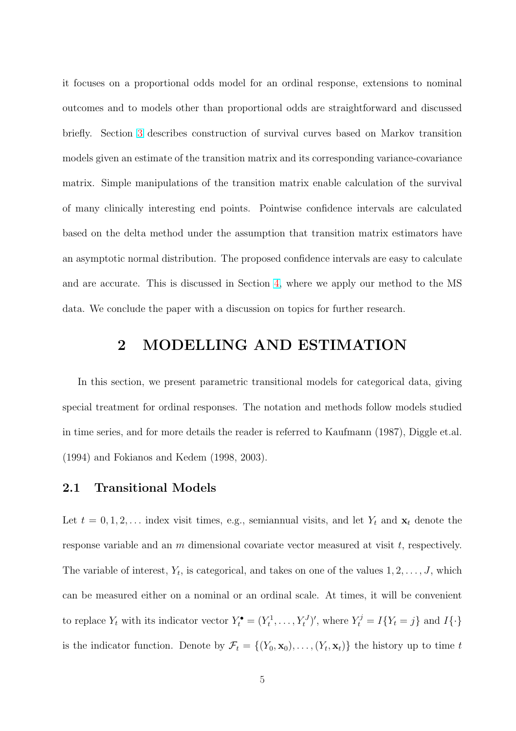it focuses on a proportional odds model for an ordinal response, extensions to nominal outcomes and to models other than proportional odds are straightforward and discussed briefly. Section 3 describes construction of survival curves based on Markov transition models given an estimate of the transition matrix and its corresponding variance-covariance matrix. Simple manipulations of the transition matrix enable calculation of the survival of many clinically interesting end points. Pointwise confidence intervals are calculated based on the delta method under the assumption that transition matrix estimators have an asymptotic normal distribution. The proposed confidence intervals are easy to calculate and are accurate. This is discussed in Section 4, where we apply our method to the MS data. We conclude the paper with a discussion on topics for further research.

# 2 MODELLING AND ESTIMATION

In this section, we present parametric transitional models for categorical data, giving special treatment for ordinal responses. The notation and methods follow models studied in time series, and for more details the reader is referred to Kaufmann (1987), Diggle et.al. (1994) and Fokianos and Kedem (1998, 2003).

## 2.1 Transitional Models

Let $t = 0, 1, 2, \ldots$ index visit times, e.g., semiannual visits, and let $Y_t$ and $\mathbf{x}_t$ denote the response variable and an $m$ dimensional covariate vector measured at visit $t$, respectively. The variable of interest, $Y_t$, is categorical, and takes on one of the values $1, 2, \ldots, J$, which can be measured either on a nominal or an ordinal scale. At times, it will be convenient to replace $Y_t$ with its indicator vector $Y_t^{\bullet} = (Y_t^1, \ldots, Y_t^J)'$, where $Y_t^j = I\{Y_t = j\}$ and $I\{\cdot\}$ is the indicator function. Denote by $\mathcal{F}_t = \{(Y_0, \mathbf{x}_0), \ldots, (Y_t, \mathbf{x}_t)\}$ the history up to time $t$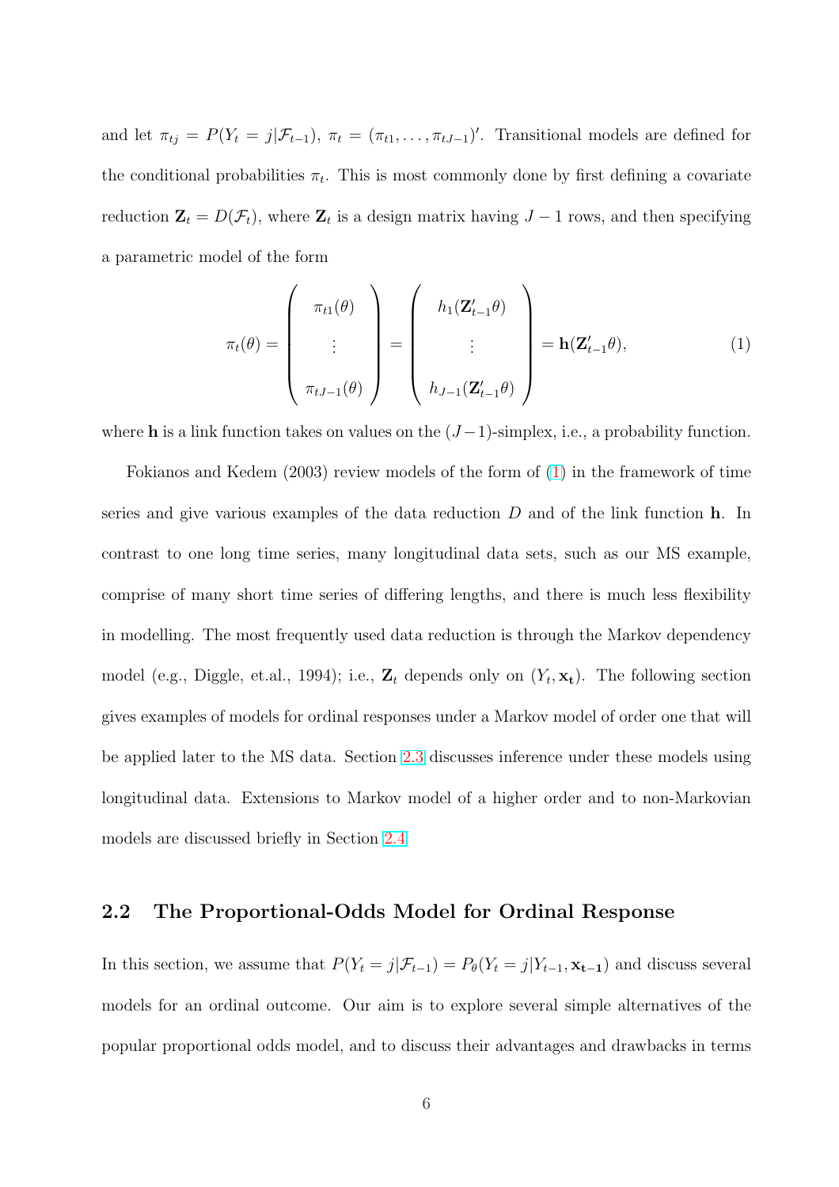and let $\pi_{tj} = P(Y_t = j|\mathcal{F}_{t-1})$, $\pi_t = (\pi_{t1}, \ldots, \pi_{tJ-1})'$. Transitional models are defined for the conditional probabilities $\pi_t$. This is most commonly done by first defining a covariate reduction $\mathbf{Z}_t = D(\mathcal{F}_t)$, where $\mathbf{Z}_t$ is a design matrix having $J-1$ rows, and then specifying a parametric model of the form

$$\pi_t(\theta) = \begin{pmatrix} \pi_{t1}(\theta) \\ \vdots \\ \pi_{tJ-1}(\theta) \end{pmatrix} = \begin{pmatrix} h_1(\mathbf{Z}'_{t-1}\theta) \\ \vdots \\ h_{J-1}(\mathbf{Z}'_{t-1}\theta) \end{pmatrix} = \mathbf{h}(\mathbf{Z}'_{t-1}\theta), \tag{1}$$

where $\mathbf{h}$ is a link function takes on values on the $(J-1)$-simplex, i.e., a probability function.

Fokianos and Kedem (2003) review models of the form of (1) in the framework of time series and give various examples of the data reduction $D$ and of the link function $\mathbf{h}$. In contrast to one long time series, many longitudinal data sets, such as our MS example, comprise of many short time series of differing lengths, and there is much less flexibility in modelling. The most frequently used data reduction is through the Markov dependency model (e.g., Diggle, et.al., 1994); i.e., $\mathbf{Z}_t$ depends only on $(Y_t, \mathbf{x_t})$. The following section gives examples of models for ordinal responses under a Markov model of order one that will be applied later to the MS data. Section 2.3 discusses inference under these models using longitudinal data. Extensions to Markov model of a higher order and to non-Markovian models are discussed briefly in Section 2.4

## 2.2 The Proportional-Odds Model for Ordinal Response

In this section, we assume that $P(Y_t = j|\mathcal{F}_{t-1}) = P_\theta(Y_t = j|Y_{t-1}, \mathbf{x_{t-1}})$ and discuss several models for an ordinal outcome. Our aim is to explore several simple alternatives of the popular proportional odds model, and to discuss their advantages and drawbacks in terms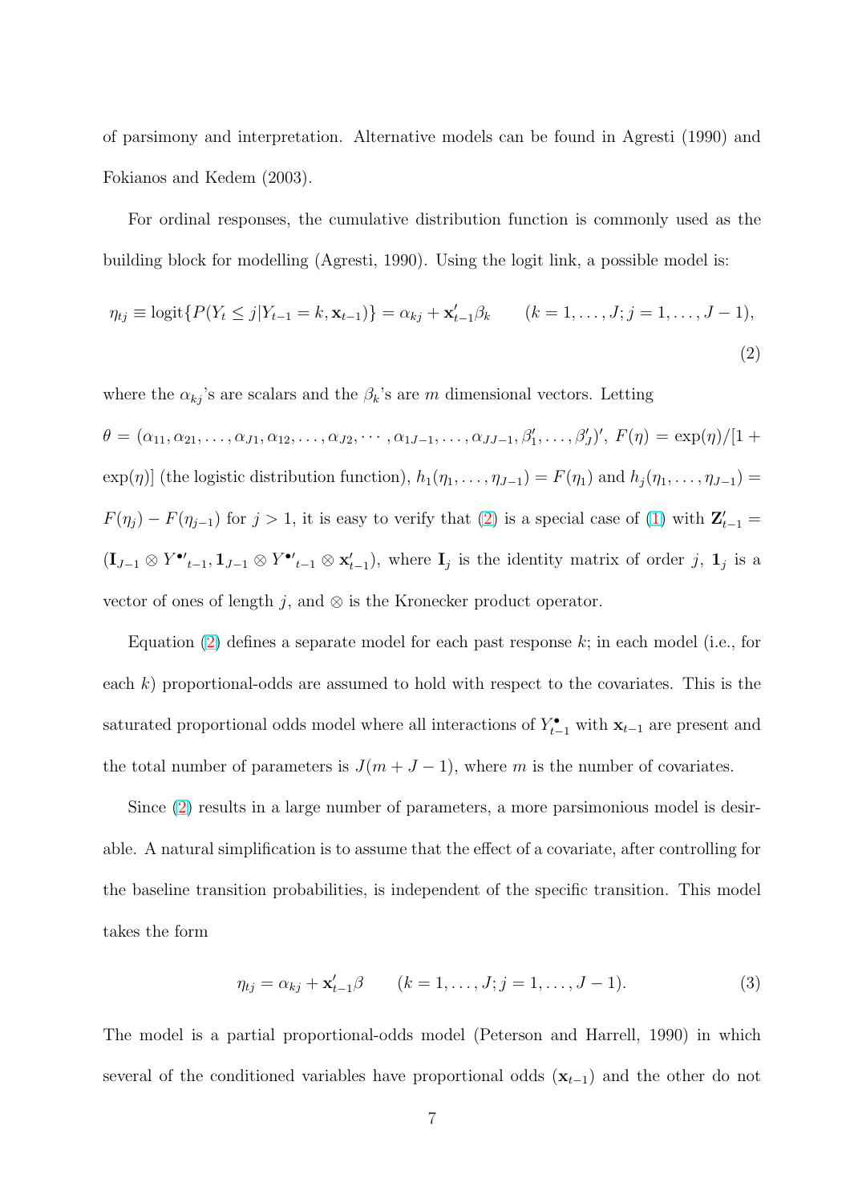of parsimony and interpretation. Alternative models can be found in Agresti (1990) and Fokianos and Kedem (2003).

For ordinal responses, the cumulative distribution function is commonly used as the building block for modelling (Agresti, 1990). Using the logit link, a possible model is:

$$\eta_{tj} \equiv \text{logit}\{P(Y_t \leq j | Y_{t-1} = k, \mathbf{x}_{t-1})\} = \alpha_{kj} + \mathbf{x}'_{t-1}\beta_k \qquad (k = 1, \ldots, J; j = 1, \ldots, J-1), \tag{2}$$

where the $\alpha_{kj}$'s are scalars and the $\beta_k$'s are $m$ dimensional vectors. Letting $\theta = (\alpha_{11}, \alpha_{21}, \ldots, \alpha_{J1}, \alpha_{12}, \ldots, \alpha_{J2}, \cdots, \alpha_{1J-1}, \ldots, \alpha_{JJ-1}, \beta'_1, \ldots, \beta'_J)'$, $F(\eta) = \exp(\eta)/[1 + \exp(\eta)]$ (the logistic distribution function), $h_1(\eta_1, \ldots, \eta_{J-1}) = F(\eta_1)$ and $h_j(\eta_1, \ldots, \eta_{J-1}) = F(\eta_j) - F(\eta_{j-1})$ for $j > 1$, it is easy to verify that (2) is a special case of (1) with $\mathbf{Z}'_{t-1} = (\mathbf{I}_{J-1} \otimes Y^{\bullet\prime}{}_{t-1}, \mathbf{1}_{J-1} \otimes Y^{\bullet\prime}{}_{t-1} \otimes \mathbf{x}'_{t-1})$, where $\mathbf{I}_j$ is the identity matrix of order $j$, $\mathbf{1}_j$ is a vector of ones of length $j$, and $\otimes$ is the Kronecker product operator.

Equation (2) defines a separate model for each past response $k$; in each model (i.e., for each $k$) proportional-odds are assumed to hold with respect to the covariates. This is the saturated proportional odds model where all interactions of $Y^{\bullet}_{t-1}$ with $\mathbf{x}_{t-1}$ are present and the total number of parameters is $J(m + J - 1)$, where $m$ is the number of covariates.

Since (2) results in a large number of parameters, a more parsimonious model is desirable. A natural simplification is to assume that the effect of a covariate, after controlling for the baseline transition probabilities, is independent of the specific transition. This model takes the form

$$\eta_{tj} = \alpha_{kj} + \mathbf{x}'_{t-1}\beta \qquad (k = 1, \ldots, J; j = 1, \ldots, J-1). \tag{3}$$

The model is a partial proportional-odds model (Peterson and Harrell, 1990) in which several of the conditioned variables have proportional odds ($\mathbf{x}_{t-1}$) and the other do not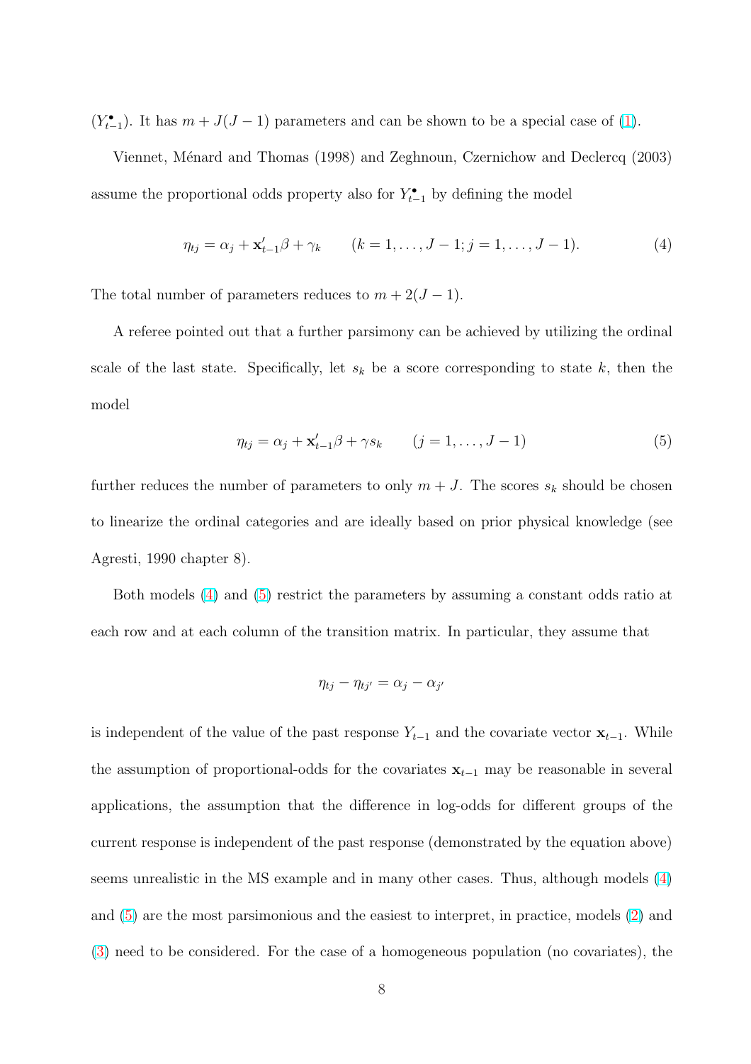$(Y^{\bullet}_{t-1})$. It has $m + J(J-1)$ parameters and can be shown to be a special case of (1).

Viennet, Ménard and Thomas (1998) and Zeghnoun, Czernichow and Declercq (2003) assume the proportional odds property also for $Y^{\bullet}_{t-1}$ by defining the model

$$\eta_{tj} = \alpha_j + \mathbf{x}'_{t-1}\beta + \gamma_k \qquad (k = 1, \ldots, J-1; j = 1, \ldots, J-1). \tag{4}$$

The total number of parameters reduces to $m + 2(J-1)$.

A referee pointed out that a further parsimony can be achieved by utilizing the ordinal scale of the last state. Specifically, let $s_k$ be a score corresponding to state $k$, then the model

$$\eta_{tj} = \alpha_j + \mathbf{x}'_{t-1}\beta + \gamma s_k \qquad (j = 1, \ldots, J-1) \tag{5}$$

further reduces the number of parameters to only $m + J$. The scores $s_k$ should be chosen to linearize the ordinal categories and are ideally based on prior physical knowledge (see Agresti, 1990 chapter 8).

Both models (4) and (5) restrict the parameters by assuming a constant odds ratio at each row and at each column of the transition matrix. In particular, they assume that

$$\eta_{tj} - \eta_{tj'} = \alpha_j - \alpha_{j'}$$

is independent of the value of the past response $Y_{t-1}$ and the covariate vector $\mathbf{x}_{t-1}$. While the assumption of proportional-odds for the covariates $\mathbf{x}_{t-1}$ may be reasonable in several applications, the assumption that the difference in log-odds for different groups of the current response is independent of the past response (demonstrated by the equation above) seems unrealistic in the MS example and in many other cases. Thus, although models (4) and (5) are the most parsimonious and the easiest to interpret, in practice, models (2) and (3) need to be considered. For the case of a homogeneous population (no covariates), the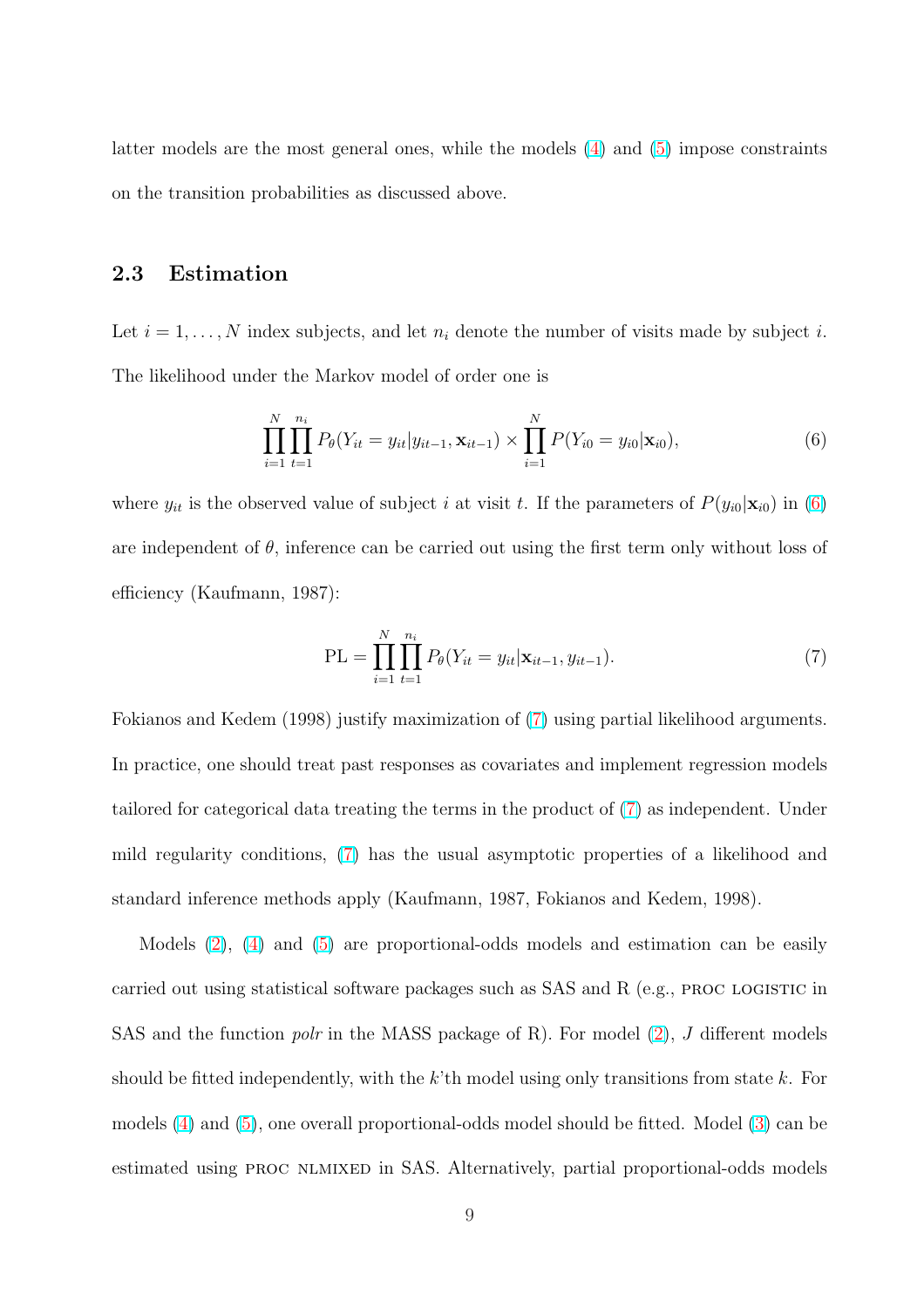latter models are the most general ones, while the models (4) and (5) impose constraints on the transition probabilities as discussed above.

### 2.3 Estimation

Let $i = 1, \ldots, N$ index subjects, and let $n_i$ denote the number of visits made by subject $i$. The likelihood under the Markov model of order one is

$$\prod_{i=1}^{N} \prod_{t=1}^{n_i} P_\theta(Y_{it} = y_{it} | y_{it-1}, \mathbf{x}_{it-1}) \times \prod_{i=1}^{N} P(Y_{i0} = y_{i0} | \mathbf{x}_{i0}), \tag{6}$$

where $y_{it}$ is the observed value of subject $i$ at visit $t$. If the parameters of $P(y_{i0}|\mathbf{x}_{i0})$ in (6) are independent of $\theta$, inference can be carried out using the first term only without loss of efficiency (Kaufmann, 1987):

$$\text{PL} = \prod_{i=1}^{N} \prod_{t=1}^{n_i} P_\theta(Y_{it} = y_{it} | \mathbf{x}_{it-1}, y_{it-1}). \tag{7}$$

Fokianos and Kedem (1998) justify maximization of (7) using partial likelihood arguments. In practice, one should treat past responses as covariates and implement regression models tailored for categorical data treating the terms in the product of (7) as independent. Under mild regularity conditions, (7) has the usual asymptotic properties of a likelihood and standard inference methods apply (Kaufmann, 1987, Fokianos and Kedem, 1998).

Models (2), (4) and (5) are proportional-odds models and estimation can be easily carried out using statistical software packages such as SAS and R (e.g., PROC LOGISTIC in SAS and the function *polr* in the MASS package of R). For model (2), $J$ different models should be fitted independently, with the $k$'th model using only transitions from state $k$. For models (4) and (5), one overall proportional-odds model should be fitted. Model (3) can be estimated using PROC NLMIXED in SAS. Alternatively, partial proportional-odds models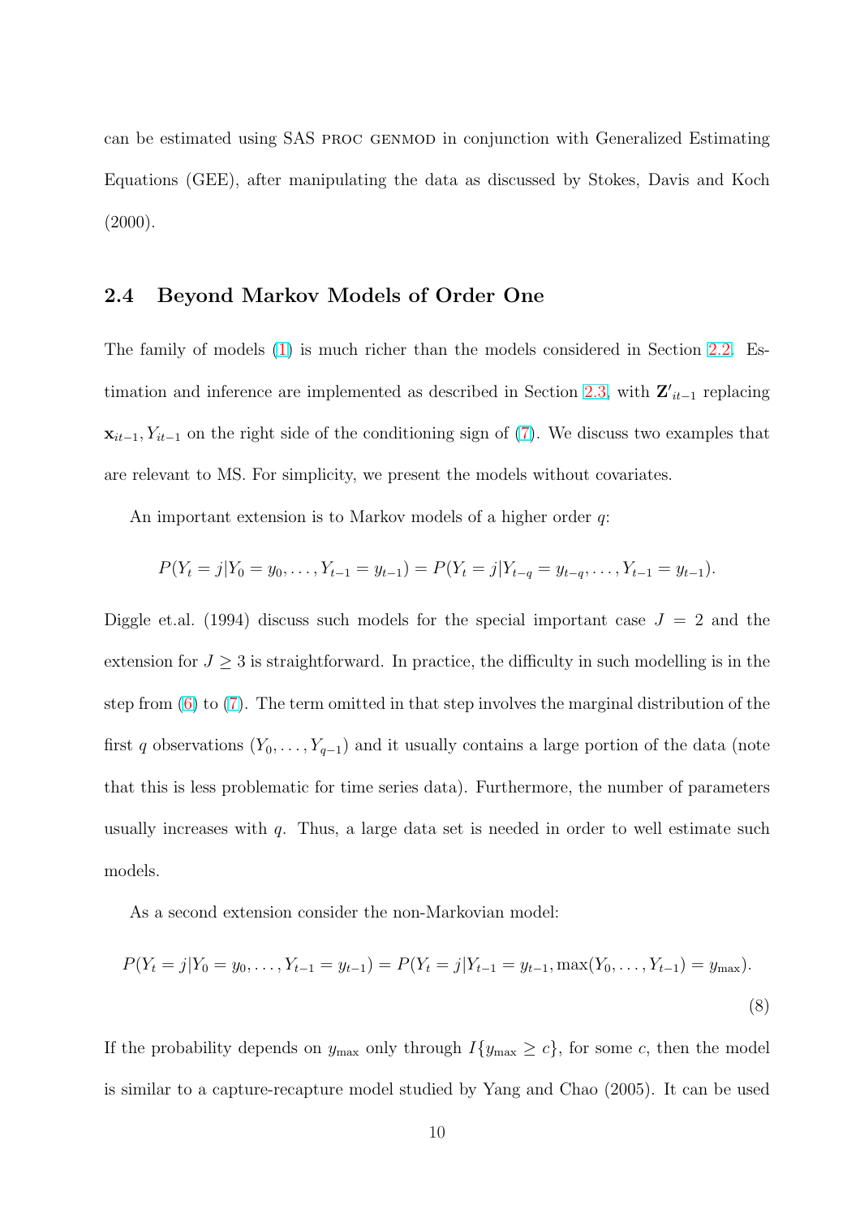can be estimated using SAS PROC GENMOD in conjunction with Generalized Estimating Equations (GEE), after manipulating the data as discussed by Stokes, Davis and Koch (2000).

### 2.4 Beyond Markov Models of Order One

The family of models (1) is much richer than the models considered in Section 2.2. Estimation and inference are implemented as described in Section 2.3, with $\mathbf{Z}'_{it-1}$ replacing $\mathbf{x}_{it-1}, Y_{it-1}$ on the right side of the conditioning sign of (7). We discuss two examples that are relevant to MS. For simplicity, we present the models without covariates.

An important extension is to Markov models of a higher order $q$:

$$P(Y_t = j | Y_0 = y_0, \ldots, Y_{t-1} = y_{t-1}) = P(Y_t = j | Y_{t-q} = y_{t-q}, \ldots, Y_{t-1} = y_{t-1}).$$

Diggle et.al. (1994) discuss such models for the special important case $J = 2$ and the extension for $J \geq 3$ is straightforward. In practice, the difficulty in such modelling is in the step from (6) to (7). The term omitted in that step involves the marginal distribution of the first $q$ observations $(Y_0, \ldots, Y_{q-1})$ and it usually contains a large portion of the data (note that this is less problematic for time series data). Furthermore, the number of parameters usually increases with $q$. Thus, a large data set is needed in order to well estimate such models.

As a second extension consider the non-Markovian model:

$$P(Y_t = j | Y_0 = y_0, \ldots, Y_{t-1} = y_{t-1}) = P(Y_t = j | Y_{t-1} = y_{t-1}, \max(Y_0, \ldots, Y_{t-1}) = y_{\max}). \tag{8}$$

If the probability depends on $y_{\max}$ only through $I\{y_{\max} \geq c\}$, for some $c$, then the model is similar to a capture-recapture model studied by Yang and Chao (2005). It can be used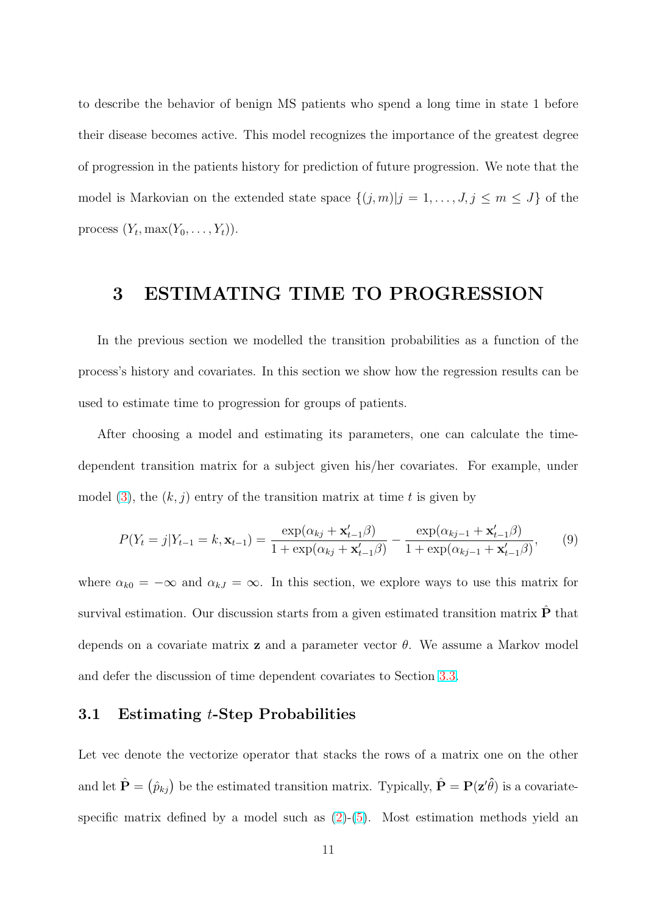to describe the behavior of benign MS patients who spend a long time in state 1 before their disease becomes active. This model recognizes the importance of the greatest degree of progression in the patients history for prediction of future progression. We note that the model is Markovian on the extended state space $\{(j, m)|j = 1, \ldots, J, j \leq m \leq J\}$ of the process $(Y_t, \max(Y_0, \ldots, Y_t))$.

# 3 ESTIMATING TIME TO PROGRESSION

In the previous section we modelled the transition probabilities as a function of the process's history and covariates. In this section we show how the regression results can be used to estimate time to progression for groups of patients.

After choosing a model and estimating its parameters, one can calculate the time-dependent transition matrix for a subject given his/her covariates. For example, under model (3), the $(k, j)$ entry of the transition matrix at time $t$ is given by

$$P(Y_t = j|Y_{t-1} = k, \mathbf{x}_{t-1}) = \frac{\exp(\alpha_{kj} + \mathbf{x}'_{t-1}\beta)}{1 + \exp(\alpha_{kj} + \mathbf{x}'_{t-1}\beta)} - \frac{\exp(\alpha_{kj-1} + \mathbf{x}'_{t-1}\beta)}{1 + \exp(\alpha_{kj-1} + \mathbf{x}'_{t-1}\beta)}, \quad (9)$$

where $\alpha_{k0} = -\infty$ and $\alpha_{kJ} = \infty$. In this section, we explore ways to use this matrix for survival estimation. Our discussion starts from a given estimated transition matrix $\hat{\mathbf{P}}$ that depends on a covariate matrix $\mathbf{z}$ and a parameter vector $\theta$. We assume a Markov model and defer the discussion of time dependent covariates to Section 3.3.

## 3.1 Estimating $t$-Step Probabilities

Let vec denote the vectorize operator that stacks the rows of a matrix one on the other and let $\hat{\mathbf{P}} = (\hat{p}_{kj})$ be the estimated transition matrix. Typically, $\hat{\mathbf{P}} = \mathbf{P}(\mathbf{z}'\hat{\theta})$ is a covariate-specific matrix defined by a model such as (2)-(5). Most estimation methods yield an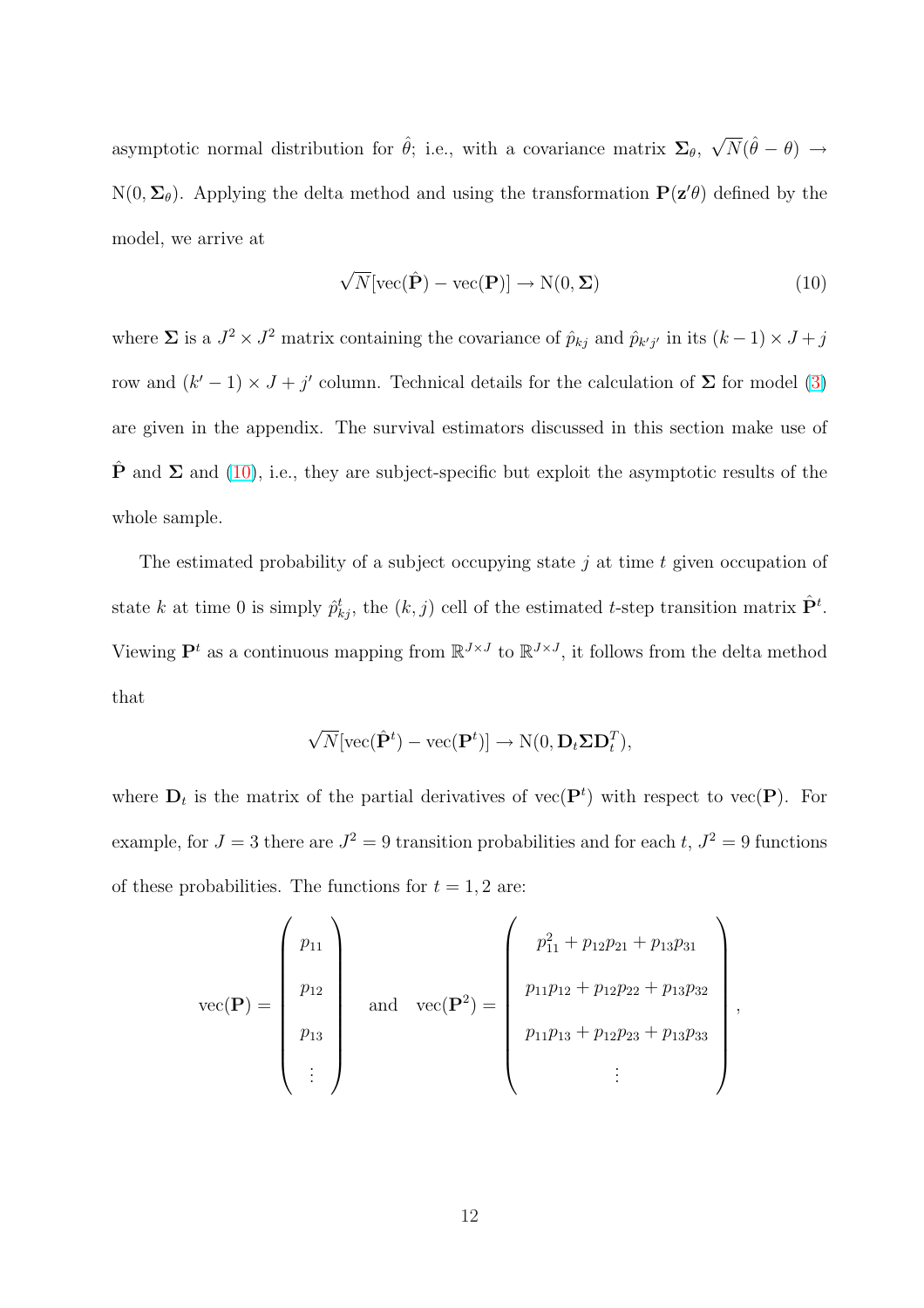asymptotic normal distribution for $\hat{\theta}$; i.e., with a covariance matrix $\mathbf{\Sigma}_\theta$, $\sqrt{N}(\hat{\theta} - \theta) \rightarrow \mathrm{N}(0, \mathbf{\Sigma}_\theta)$. Applying the delta method and using the transformation $\mathbf{P}(\mathbf{z}'\theta)$ defined by the model, we arrive at

$$\sqrt{N}[\mathrm{vec}(\hat{\mathbf{P}}) - \mathrm{vec}(\mathbf{P})] \rightarrow \mathrm{N}(0, \mathbf{\Sigma}) \tag{10}$$

where $\mathbf{\Sigma}$ is a $J^2 \times J^2$ matrix containing the covariance of $\hat{p}_{kj}$ and $\hat{p}_{k'j'}$ in its $(k-1) \times J + j$ row and $(k'-1) \times J + j'$ column. Technical details for the calculation of $\mathbf{\Sigma}$ for model (3) are given in the appendix. The survival estimators discussed in this section make use of $\hat{\mathbf{P}}$ and $\mathbf{\Sigma}$ and (10), i.e., they are subject-specific but exploit the asymptotic results of the whole sample.

The estimated probability of a subject occupying state $j$ at time $t$ given occupation of state $k$ at time 0 is simply $\hat{p}^t_{kj}$, the $(k, j)$ cell of the estimated $t$-step transition matrix $\hat{\mathbf{P}}^t$. Viewing $\mathbf{P}^t$ as a continuous mapping from $\mathbb{R}^{J \times J}$ to $\mathbb{R}^{J \times J}$, it follows from the delta method that

$$\sqrt{N}[\mathrm{vec}(\hat{\mathbf{P}}^t) - \mathrm{vec}(\mathbf{P}^t)] \rightarrow \mathrm{N}(0, \mathbf{D}_t \mathbf{\Sigma} \mathbf{D}_t^T),$$

where $\mathbf{D}_t$ is the matrix of the partial derivatives of $\mathrm{vec}(\mathbf{P}^t)$ with respect to $\mathrm{vec}(\mathbf{P})$. For example, for $J = 3$ there are $J^2 = 9$ transition probabilities and for each $t$, $J^2 = 9$ functions of these probabilities. The functions for $t = 1, 2$ are:

$$\mathrm{vec}(\mathbf{P}) = \begin{pmatrix} p_{11} \\ p_{12} \\ p_{13} \\ \vdots \end{pmatrix} \quad \text{and} \quad \mathrm{vec}(\mathbf{P}^2) = \begin{pmatrix} p_{11}^2 + p_{12}p_{21} + p_{13}p_{31} \\ p_{11}p_{12} + p_{12}p_{22} + p_{13}p_{32} \\ p_{11}p_{13} + p_{12}p_{23} + p_{13}p_{33} \\ \vdots \end{pmatrix},$$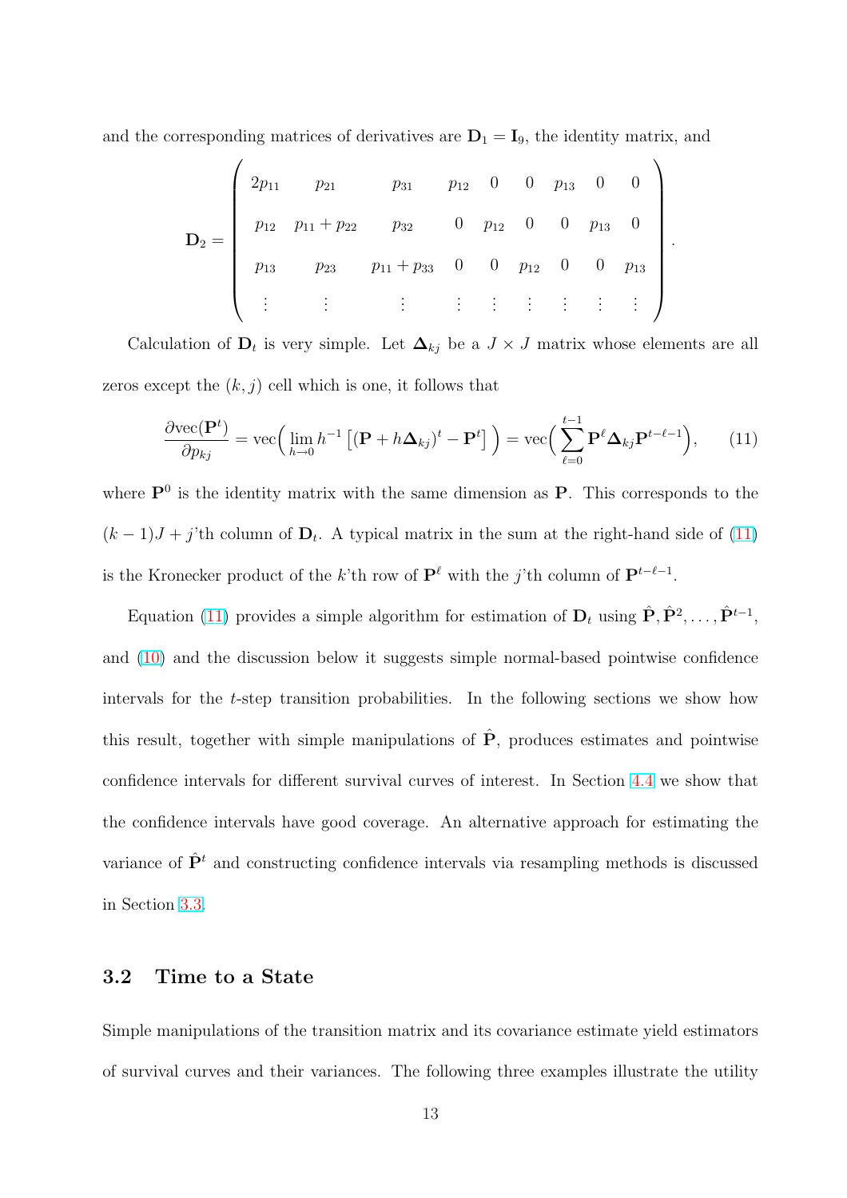and the corresponding matrices of derivatives are $\mathbf{D}_1 = \mathbf{I}_9$, the identity matrix, and

$$
\mathbf{D}_2 = \begin{pmatrix}
2p_{11} & p_{21} & p_{31} & p_{12} & 0 & 0 & p_{13} & 0 & 0 \\
p_{12} & p_{11}+p_{22} & p_{32} & 0 & p_{12} & 0 & 0 & p_{13} & 0 \\
p_{13} & p_{23} & p_{11}+p_{33} & 0 & 0 & p_{12} & 0 & 0 & p_{13} \\
\vdots & \vdots & \vdots & \vdots & \vdots & \vdots & \vdots & \vdots & \vdots
\end{pmatrix}.
$$

Calculation of $\mathbf{D}_t$ is very simple. Let $\boldsymbol{\Delta}_{kj}$ be a $J \times J$ matrix whose elements are all zeros except the $(k,j)$ cell which is one, it follows that

$$
\frac{\partial \mathrm{vec}(\mathbf{P}^t)}{\partial p_{kj}} = \mathrm{vec}\Big( \lim_{h \to 0} h^{-1} \left[ (\mathbf{P} + h\boldsymbol{\Delta}_{kj})^t - \mathbf{P}^t \right] \Big) = \mathrm{vec}\Big( \sum_{\ell=0}^{t-1} \mathbf{P}^{\ell} \boldsymbol{\Delta}_{kj} \mathbf{P}^{t-\ell-1} \Big), \qquad (11)
$$

where $\mathbf{P}^0$ is the identity matrix with the same dimension as $\mathbf{P}$. This corresponds to the $(k-1)J+j$'th column of $\mathbf{D}_t$. A typical matrix in the sum at the right-hand side of (11) is the Kronecker product of the $k$'th row of $\mathbf{P}^{\ell}$ with the $j$'th column of $\mathbf{P}^{t-\ell-1}$.

Equation (11) provides a simple algorithm for estimation of $\mathbf{D}_t$ using $\hat{\mathbf{P}}, \hat{\mathbf{P}}^2, \ldots, \hat{\mathbf{P}}^{t-1}$, and (10) and the discussion below it suggests simple normal-based pointwise confidence intervals for the $t$-step transition probabilities. In the following sections we show how this result, together with simple manipulations of $\hat{\mathbf{P}}$, produces estimates and pointwise confidence intervals for different survival curves of interest. In Section 4.4 we show that the confidence intervals have good coverage. An alternative approach for estimating the variance of $\hat{\mathbf{P}}^t$ and constructing confidence intervals via resampling methods is discussed in Section 3.3.

### 3.2 Time to a State

Simple manipulations of the transition matrix and its covariance estimate yield estimators of survival curves and their variances. The following three examples illustrate the utility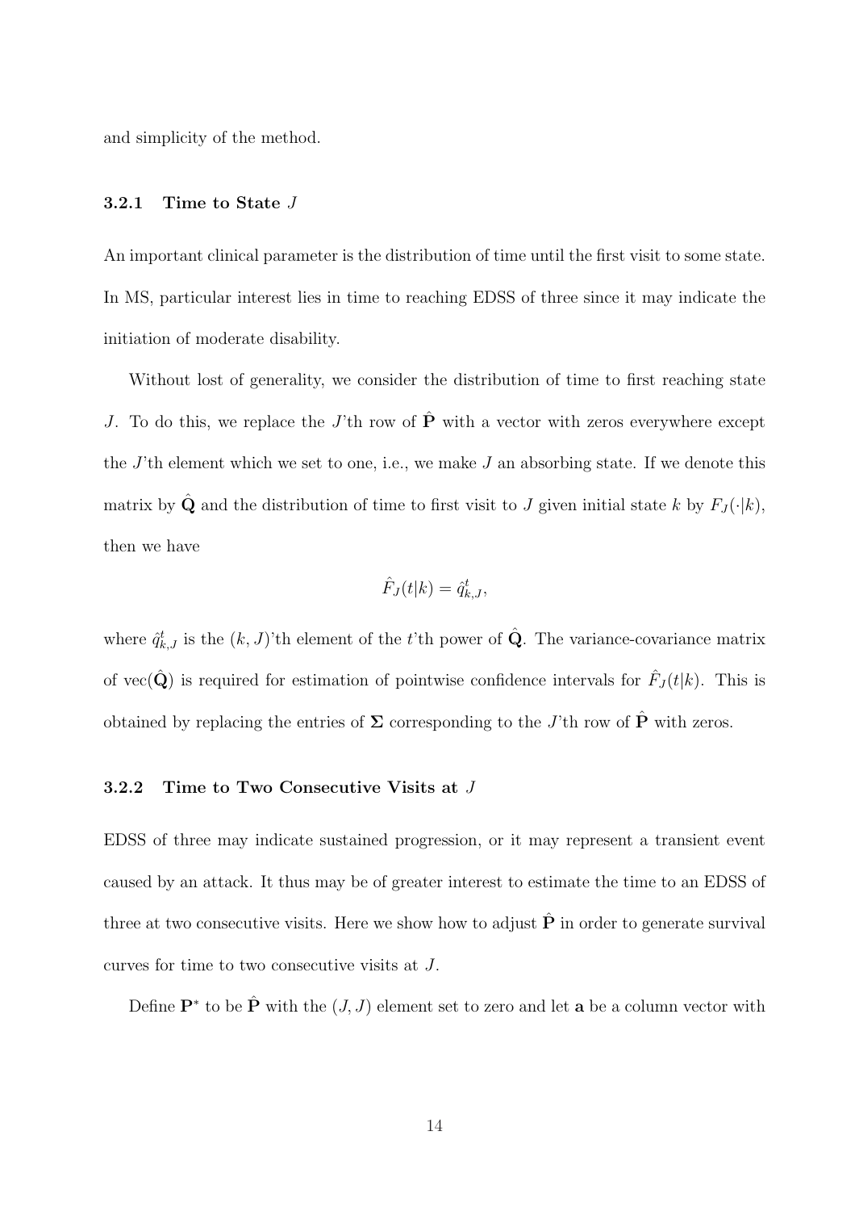and simplicity of the method.

### 3.2.1 Time to State $J$

An important clinical parameter is the distribution of time until the first visit to some state. In MS, particular interest lies in time to reaching EDSS of three since it may indicate the initiation of moderate disability.

Without lost of generality, we consider the distribution of time to first reaching state $J$. To do this, we replace the $J$'th row of $\hat{\mathbf{P}}$ with a vector with zeros everywhere except the $J$'th element which we set to one, i.e., we make $J$ an absorbing state. If we denote this matrix by $\hat{\mathbf{Q}}$ and the distribution of time to first visit to $J$ given initial state $k$ by $F_J(\cdot|k)$, then we have

$$\hat{F}_J(t|k) = \hat{q}^t_{k,J},$$

where $\hat{q}^t_{k,J}$ is the $(k, J)$'th element of the $t$'th power of $\hat{\mathbf{Q}}$. The variance-covariance matrix of $\text{vec}(\hat{\mathbf{Q}})$ is required for estimation of pointwise confidence intervals for $\hat{F}_J(t|k)$. This is obtained by replacing the entries of $\mathbf{\Sigma}$ corresponding to the $J$'th row of $\hat{\mathbf{P}}$ with zeros.

### 3.2.2 Time to Two Consecutive Visits at $J$

EDSS of three may indicate sustained progression, or it may represent a transient event caused by an attack. It thus may be of greater interest to estimate the time to an EDSS of three at two consecutive visits. Here we show how to adjust $\hat{\mathbf{P}}$ in order to generate survival curves for time to two consecutive visits at $J$.

Define $\mathbf{P}^*$ to be $\hat{\mathbf{P}}$ with the $(J, J)$ element set to zero and let $\mathbf{a}$ be a column vector with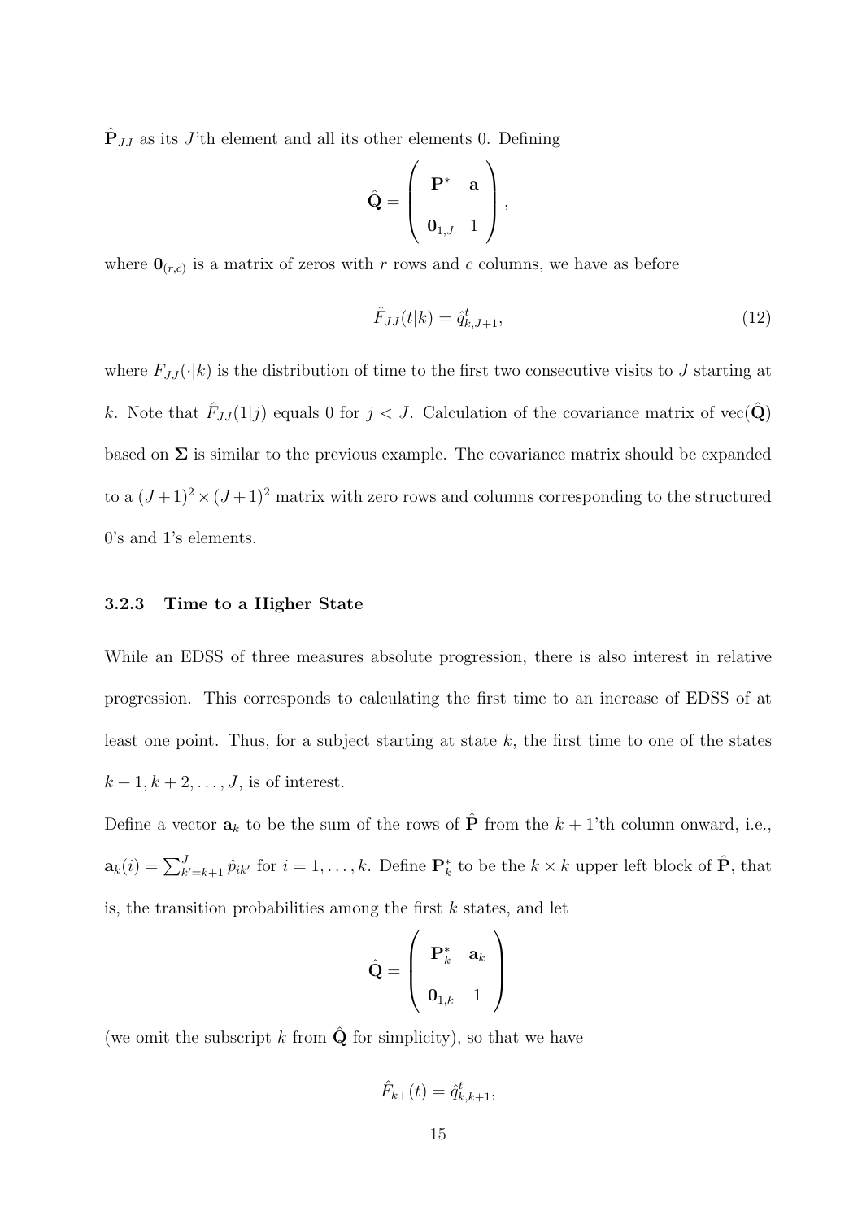$\hat{\mathbf{P}}_{JJ}$ as its $J$'th element and all its other elements 0. Defining

$$\hat{\mathbf{Q}} = \begin{pmatrix} \mathbf{P}^* & \mathbf{a} \\ \mathbf{0}_{1,J} & 1 \end{pmatrix},$$

where $\mathbf{0}_{(r,c)}$ is a matrix of zeros with $r$ rows and $c$ columns, we have as before

$$\hat{F}_{JJ}(t|k) = \hat{q}^t_{k,J+1}, \tag{12}$$

where $F_{JJ}(\cdot|k)$ is the distribution of time to the first two consecutive visits to $J$ starting at $k$. Note that $\hat{F}_{JJ}(1|j)$ equals 0 for $j < J$. Calculation of the covariance matrix of $\text{vec}(\hat{\mathbf{Q}})$ based on $\mathbf{\Sigma}$ is similar to the previous example. The covariance matrix should be expanded to a $(J+1)^2 \times (J+1)^2$ matrix with zero rows and columns corresponding to the structured 0's and 1's elements.

### 3.2.3 Time to a Higher State

While an EDSS of three measures absolute progression, there is also interest in relative progression. This corresponds to calculating the first time to an increase of EDSS of at least one point. Thus, for a subject starting at state $k$, the first time to one of the states $k+1, k+2, \ldots, J$, is of interest.

Define a vector $\mathbf{a}_k$ to be the sum of the rows of $\hat{\mathbf{P}}$ from the $k+1$'th column onward, i.e., $\mathbf{a}_k(i) = \sum_{k'=k+1}^{J} \hat{p}_{ik'}$ for $i = 1, \ldots, k$. Define $\mathbf{P}^*_k$ to be the $k \times k$ upper left block of $\hat{\mathbf{P}}$, that is, the transition probabilities among the first $k$ states, and let

$$\hat{\mathbf{Q}} = \begin{pmatrix} \mathbf{P}^*_k & \mathbf{a}_k \\ \mathbf{0}_{1,k} & 1 \end{pmatrix}$$

(we omit the subscript $k$ from $\hat{\mathbf{Q}}$ for simplicity), so that we have

$$\hat{F}_{k+}(t) = \hat{q}^t_{k,k+1},$$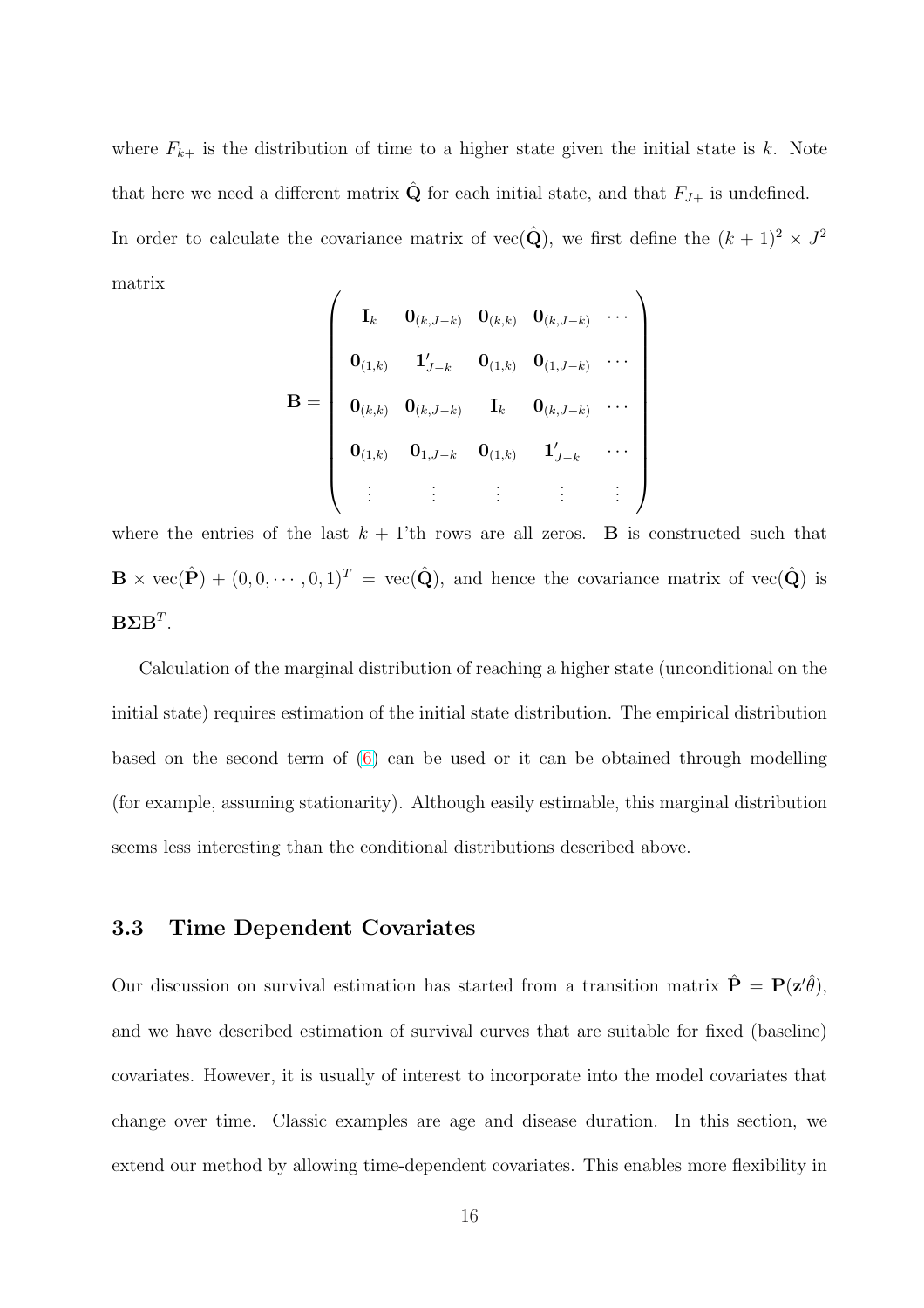where $F_{k+}$ is the distribution of time to a higher state given the initial state is $k$. Note that here we need a different matrix $\hat{\mathbf{Q}}$ for each initial state, and that $F_{J+}$ is undefined. In order to calculate the covariance matrix of $\text{vec}(\hat{\mathbf{Q}})$, we first define the $(k+1)^2 \times J^2$ matrix

$$\mathbf{B} = \begin{pmatrix} \mathbf{I}_k & \mathbf{0}_{(k,J-k)} & \mathbf{0}_{(k,k)} & \mathbf{0}_{(k,J-k)} & \cdots \\ \mathbf{0}_{(1,k)} & \mathbf{1}'_{J-k} & \mathbf{0}_{(1,k)} & \mathbf{0}_{(1,J-k)} & \cdots \\ \mathbf{0}_{(k,k)} & \mathbf{0}_{(k,J-k)} & \mathbf{I}_k & \mathbf{0}_{(k,J-k)} & \cdots \\ \mathbf{0}_{(1,k)} & \mathbf{0}_{1,J-k} & \mathbf{0}_{(1,k)} & \mathbf{1}'_{J-k} & \cdots \\ \vdots & \vdots & \vdots & \vdots & \vdots \end{pmatrix}$$

where the entries of the last $k+1$'th rows are all zeros. $\mathbf{B}$ is constructed such that $\mathbf{B} \times \text{vec}(\hat{\mathbf{P}}) + (0, 0, \cdots, 0, 1)^T = \text{vec}(\hat{\mathbf{Q}})$, and hence the covariance matrix of $\text{vec}(\hat{\mathbf{Q}})$ is $\mathbf{B}\boldsymbol{\Sigma}\mathbf{B}^T$.

Calculation of the marginal distribution of reaching a higher state (unconditional on the initial state) requires estimation of the initial state distribution. The empirical distribution based on the second term of (6) can be used or it can be obtained through modelling (for example, assuming stationarity). Although easily estimable, this marginal distribution seems less interesting than the conditional distributions described above.

### 3.3 Time Dependent Covariates

Our discussion on survival estimation has started from a transition matrix $\hat{\mathbf{P}} = \mathbf{P}(\mathbf{z}'\hat{\theta})$, and we have described estimation of survival curves that are suitable for fixed (baseline) covariates. However, it is usually of interest to incorporate into the model covariates that change over time. Classic examples are age and disease duration. In this section, we extend our method by allowing time-dependent covariates. This enables more flexibility in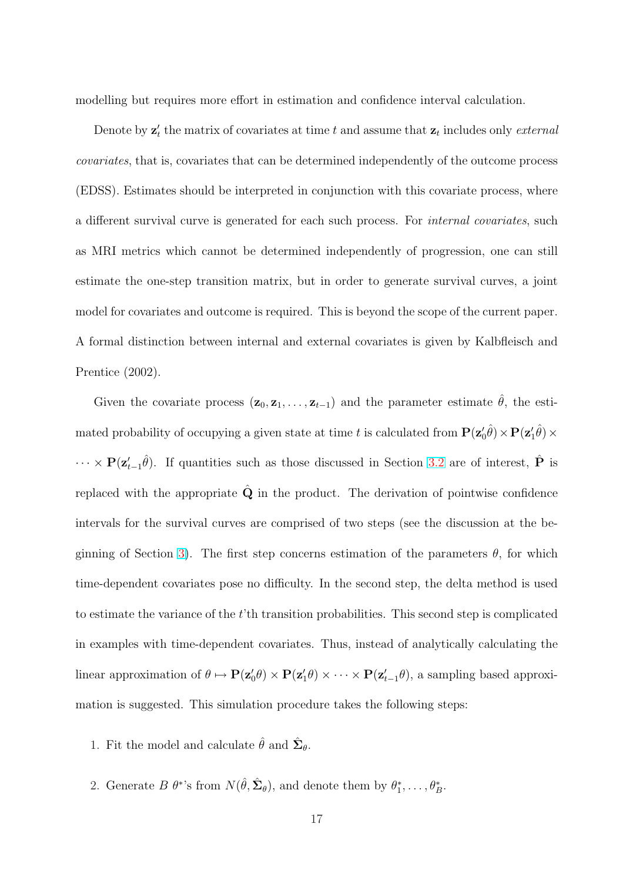modelling but requires more effort in estimation and confidence interval calculation.

Denote by $\mathbf{z}'_t$ the matrix of covariates at time $t$ and assume that $\mathbf{z}_t$ includes only *external covariates*, that is, covariates that can be determined independently of the outcome process (EDSS). Estimates should be interpreted in conjunction with this covariate process, where a different survival curve is generated for each such process. For *internal covariates*, such as MRI metrics which cannot be determined independently of progression, one can still estimate the one-step transition matrix, but in order to generate survival curves, a joint model for covariates and outcome is required. This is beyond the scope of the current paper. A formal distinction between internal and external covariates is given by Kalbfleisch and Prentice (2002).

Given the covariate process $(\mathbf{z}_0, \mathbf{z}_1, \ldots, \mathbf{z}_{t-1})$ and the parameter estimate $\hat{\theta}$, the estimated probability of occupying a given state at time $t$ is calculated from $\mathbf{P}(\mathbf{z}'_0\hat{\theta}) \times \mathbf{P}(\mathbf{z}'_1\hat{\theta}) \times \cdots \times \mathbf{P}(\mathbf{z}'_{t-1}\hat{\theta})$. If quantities such as those discussed in Section 3.2 are of interest, $\hat{\mathbf{P}}$ is replaced with the appropriate $\hat{\mathbf{Q}}$ in the product. The derivation of pointwise confidence intervals for the survival curves are comprised of two steps (see the discussion at the beginning of Section 3). The first step concerns estimation of the parameters $\theta$, for which time-dependent covariates pose no difficulty. In the second step, the delta method is used to estimate the variance of the $t$'th transition probabilities. This second step is complicated in examples with time-dependent covariates. Thus, instead of analytically calculating the linear approximation of $\theta \mapsto \mathbf{P}(\mathbf{z}'_0\theta) \times \mathbf{P}(\mathbf{z}'_1\theta) \times \cdots \times \mathbf{P}(\mathbf{z}'_{t-1}\theta)$, a sampling based approximation is suggested. This simulation procedure takes the following steps:

1. Fit the model and calculate $\hat{\theta}$ and $\hat{\mathbf{\Sigma}}_\theta$.

2. Generate $B$ $\theta^*$'s from $N(\hat{\theta}, \hat{\mathbf{\Sigma}}_\theta)$, and denote them by $\theta^*_1, \ldots, \theta^*_B$.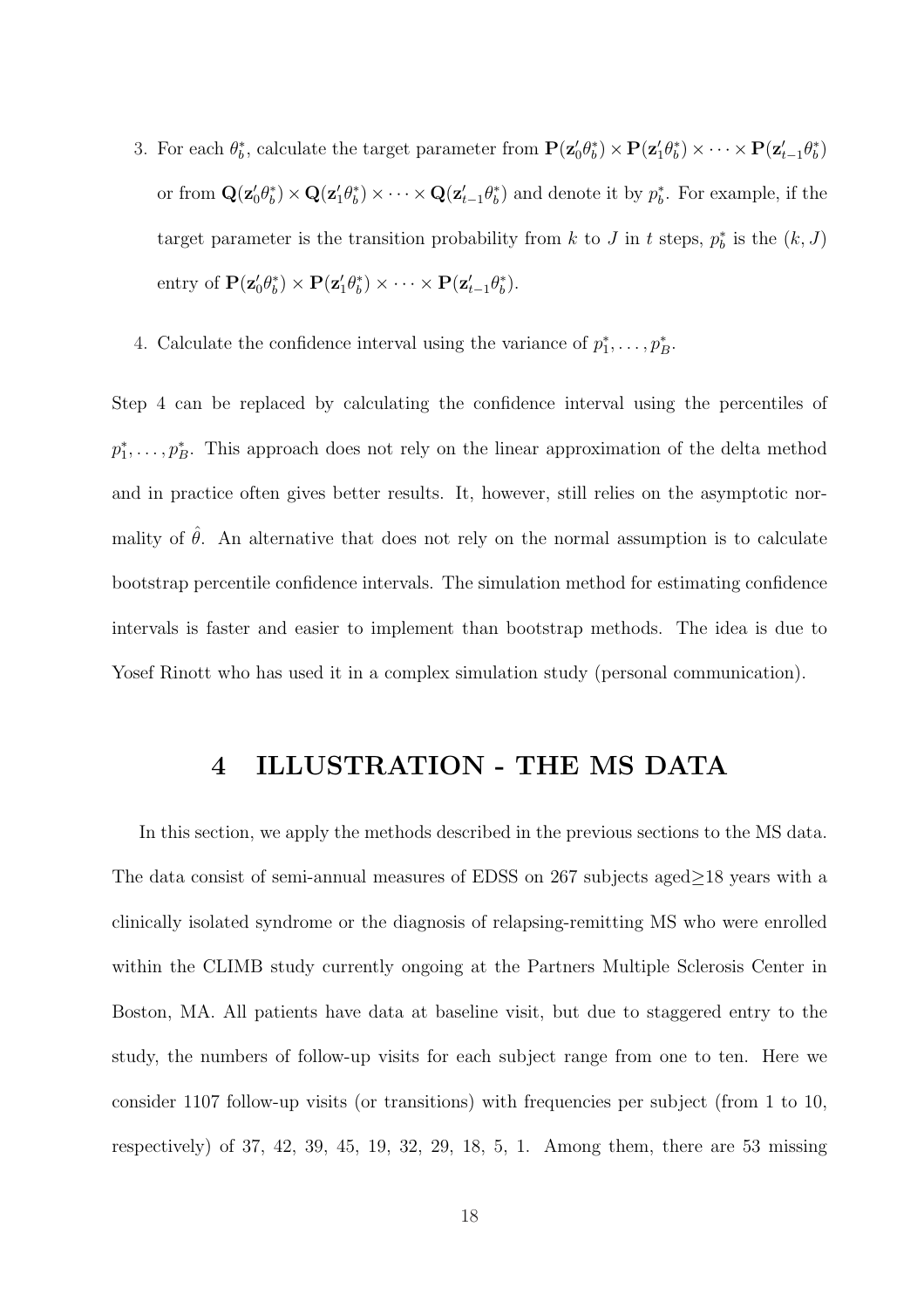3. For each $\theta_b^*$, calculate the target parameter from $\mathbf{P}(\mathbf{z}_0'\theta_b^*) \times \mathbf{P}(\mathbf{z}_1'\theta_b^*) \times \cdots \times \mathbf{P}(\mathbf{z}_{t-1}'\theta_b^*)$ or from $\mathbf{Q}(\mathbf{z}_0'\theta_b^*) \times \mathbf{Q}(\mathbf{z}_1'\theta_b^*) \times \cdots \times \mathbf{Q}(\mathbf{z}_{t-1}'\theta_b^*)$ and denote it by $p_b^*$. For example, if the target parameter is the transition probability from $k$ to $J$ in $t$ steps, $p_b^*$ is the $(k, J)$ entry of $\mathbf{P}(\mathbf{z}_0'\theta_b^*) \times \mathbf{P}(\mathbf{z}_1'\theta_b^*) \times \cdots \times \mathbf{P}(\mathbf{z}_{t-1}'\theta_b^*)$.

4. Calculate the confidence interval using the variance of $p_1^*, \ldots, p_B^*$.

Step 4 can be replaced by calculating the confidence interval using the percentiles of $p_1^*, \ldots, p_B^*$. This approach does not rely on the linear approximation of the delta method and in practice often gives better results. It, however, still relies on the asymptotic normality of $\hat{\theta}$. An alternative that does not rely on the normal assumption is to calculate bootstrap percentile confidence intervals. The simulation method for estimating confidence intervals is faster and easier to implement than bootstrap methods. The idea is due to Yosef Rinott who has used it in a complex simulation study (personal communication).

# 4 ILLUSTRATION - THE MS DATA

In this section, we apply the methods described in the previous sections to the MS data. The data consist of semi-annual measures of EDSS on 267 subjects aged≥18 years with a clinically isolated syndrome or the diagnosis of relapsing-remitting MS who were enrolled within the CLIMB study currently ongoing at the Partners Multiple Sclerosis Center in Boston, MA. All patients have data at baseline visit, but due to staggered entry to the study, the numbers of follow-up visits for each subject range from one to ten. Here we consider 1107 follow-up visits (or transitions) with frequencies per subject (from 1 to 10, respectively) of 37, 42, 39, 45, 19, 32, 29, 18, 5, 1. Among them, there are 53 missing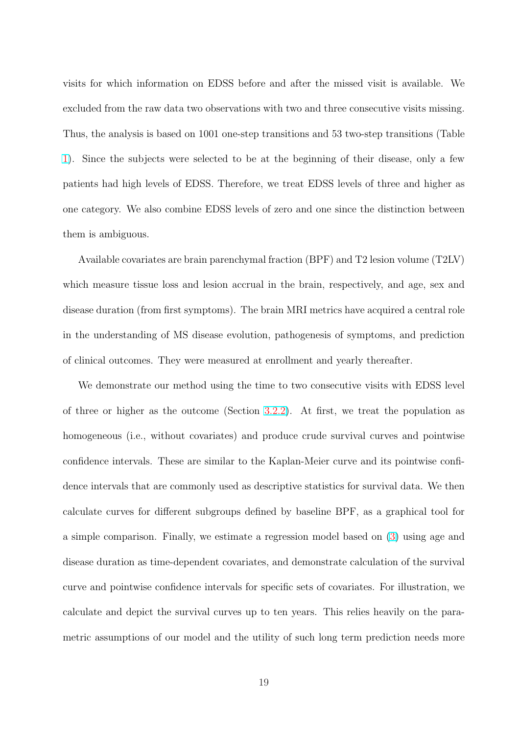visits for which information on EDSS before and after the missed visit is available. We excluded from the raw data two observations with two and three consecutive visits missing. Thus, the analysis is based on 1001 one-step transitions and 53 two-step transitions (Table 1). Since the subjects were selected to be at the beginning of their disease, only a few patients had high levels of EDSS. Therefore, we treat EDSS levels of three and higher as one category. We also combine EDSS levels of zero and one since the distinction between them is ambiguous.

Available covariates are brain parenchymal fraction (BPF) and T2 lesion volume (T2LV) which measure tissue loss and lesion accrual in the brain, respectively, and age, sex and disease duration (from first symptoms). The brain MRI metrics have acquired a central role in the understanding of MS disease evolution, pathogenesis of symptoms, and prediction of clinical outcomes. They were measured at enrollment and yearly thereafter.

We demonstrate our method using the time to two consecutive visits with EDSS level of three or higher as the outcome (Section 3.2.2). At first, we treat the population as homogeneous (i.e., without covariates) and produce crude survival curves and pointwise confidence intervals. These are similar to the Kaplan-Meier curve and its pointwise confidence intervals that are commonly used as descriptive statistics for survival data. We then calculate curves for different subgroups defined by baseline BPF, as a graphical tool for a simple comparison. Finally, we estimate a regression model based on (3) using age and disease duration as time-dependent covariates, and demonstrate calculation of the survival curve and pointwise confidence intervals for specific sets of covariates. For illustration, we calculate and depict the survival curves up to ten years. This relies heavily on the parametric assumptions of our model and the utility of such long term prediction needs more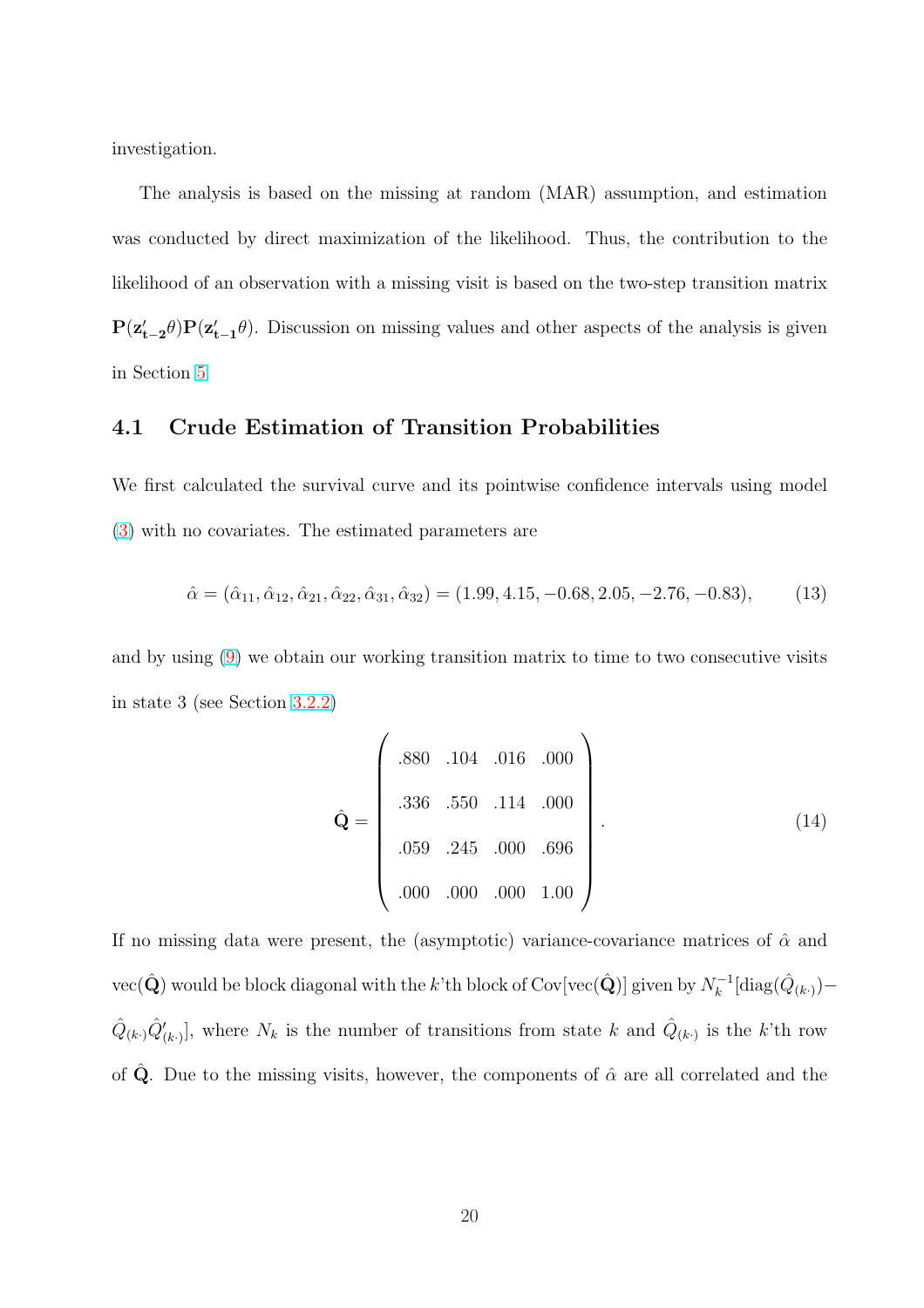investigation.

The analysis is based on the missing at random (MAR) assumption, and estimation was conducted by direct maximization of the likelihood. Thus, the contribution to the likelihood of an observation with a missing visit is based on the two-step transition matrix $\mathbf{P}(\mathbf{z}'_{\mathbf{t-2}}\theta)\mathbf{P}(\mathbf{z}'_{\mathbf{t-1}}\theta)$. Discussion on missing values and other aspects of the analysis is given in Section 5.

## 4.1 Crude Estimation of Transition Probabilities

We first calculated the survival curve and its pointwise confidence intervals using model (3) with no covariates. The estimated parameters are

$$\hat{\alpha} = (\hat{\alpha}_{11}, \hat{\alpha}_{12}, \hat{\alpha}_{21}, \hat{\alpha}_{22}, \hat{\alpha}_{31}, \hat{\alpha}_{32}) = (1.99, 4.15, -0.68, 2.05, -2.76, -0.83), \tag{13}$$

and by using (9) we obtain our working transition matrix to time to two consecutive visits in state 3 (see Section 3.2.2)

$$\hat{\mathbf{Q}} = \begin{pmatrix} .880 & .104 & .016 & .000 \\ .336 & .550 & .114 & .000 \\ .059 & .245 & .000 & .696 \\ .000 & .000 & .000 & 1.00 \end{pmatrix}. \tag{14}$$

If no missing data were present, the (asymptotic) variance-covariance matrices of $\hat{\alpha}$ and $\mathrm{vec}(\hat{\mathbf{Q}})$ would be block diagonal with the $k$'th block of $\mathrm{Cov}[\mathrm{vec}(\hat{\mathbf{Q}})]$ given by $N_k^{-1}[\mathrm{diag}(\hat{Q}_{(k\cdot)}) - \hat{Q}_{(k\cdot)}\hat{Q}'_{(k\cdot)}]$, where $N_k$ is the number of transitions from state $k$ and $\hat{Q}_{(k\cdot)}$ is the $k$'th row of $\hat{\mathbf{Q}}$. Due to the missing visits, however, the components of $\hat{\alpha}$ are all correlated and the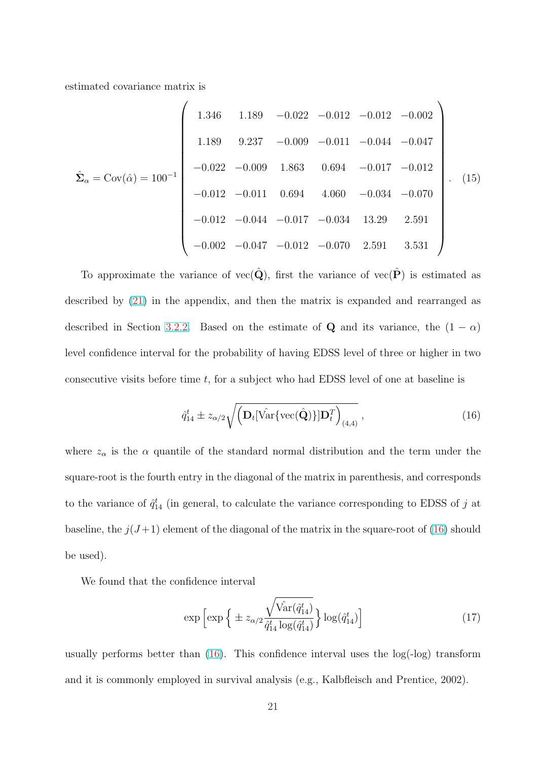estimated covariance matrix is

$$\hat{\mathbf{\Sigma}}_\alpha = \text{Cov}(\hat{\alpha}) = 100^{-1} \begin{pmatrix} 1.346 & 1.189 & -0.022 & -0.012 & -0.012 & -0.002 \\ 1.189 & 9.237 & -0.009 & -0.011 & -0.044 & -0.047 \\ -0.022 & -0.009 & 1.863 & 0.694 & -0.017 & -0.012 \\ -0.012 & -0.011 & 0.694 & 4.060 & -0.034 & -0.070 \\ -0.012 & -0.044 & -0.017 & -0.034 & 13.29 & 2.591 \\ -0.002 & -0.047 & -0.012 & -0.070 & 2.591 & 3.531 \end{pmatrix}. \tag{15}$$

To approximate the variance of $\text{vec}(\hat{\mathbf{Q}})$, first the variance of $\text{vec}(\hat{\mathbf{P}})$ is estimated as described by (21) in the appendix, and then the matrix is expanded and rearranged as described in Section 3.2.2. Based on the estimate of $\mathbf{Q}$ and its variance, the $(1-\alpha)$ level confidence interval for the probability of having EDSS level of three or higher in two consecutive visits before time $t$, for a subject who had EDSS level of one at baseline is

$$\hat{q}_{14}^t \pm z_{\alpha/2} \sqrt{\left(\mathbf{D}_t [\hat{\text{Var}}\{\text{vec}(\hat{\mathbf{Q}})\}] \mathbf{D}_t^T\right)_{(4,4)}}, \tag{16}$$

where $z_\alpha$ is the $\alpha$ quantile of the standard normal distribution and the term under the square-root is the fourth entry in the diagonal of the matrix in parenthesis, and corresponds to the variance of $\hat{q}_{14}^t$ (in general, to calculate the variance corresponding to EDSS of $j$ at baseline, the $j(J+1)$ element of the diagonal of the matrix in the square-root of (16) should be used).

We found that the confidence interval

$$\exp\left[\exp\left\{ \pm z_{\alpha/2} \frac{\sqrt{\hat{\text{Var}}(\hat{q}_{14}^t)}}{\hat{q}_{14}^t \log(\hat{q}_{14}^t)} \right\} \log(\hat{q}_{14}^t)\right] \tag{17}$$

usually performs better than (16). This confidence interval uses the log(-log) transform and it is commonly employed in survival analysis (e.g., Kalbfleisch and Prentice, 2002).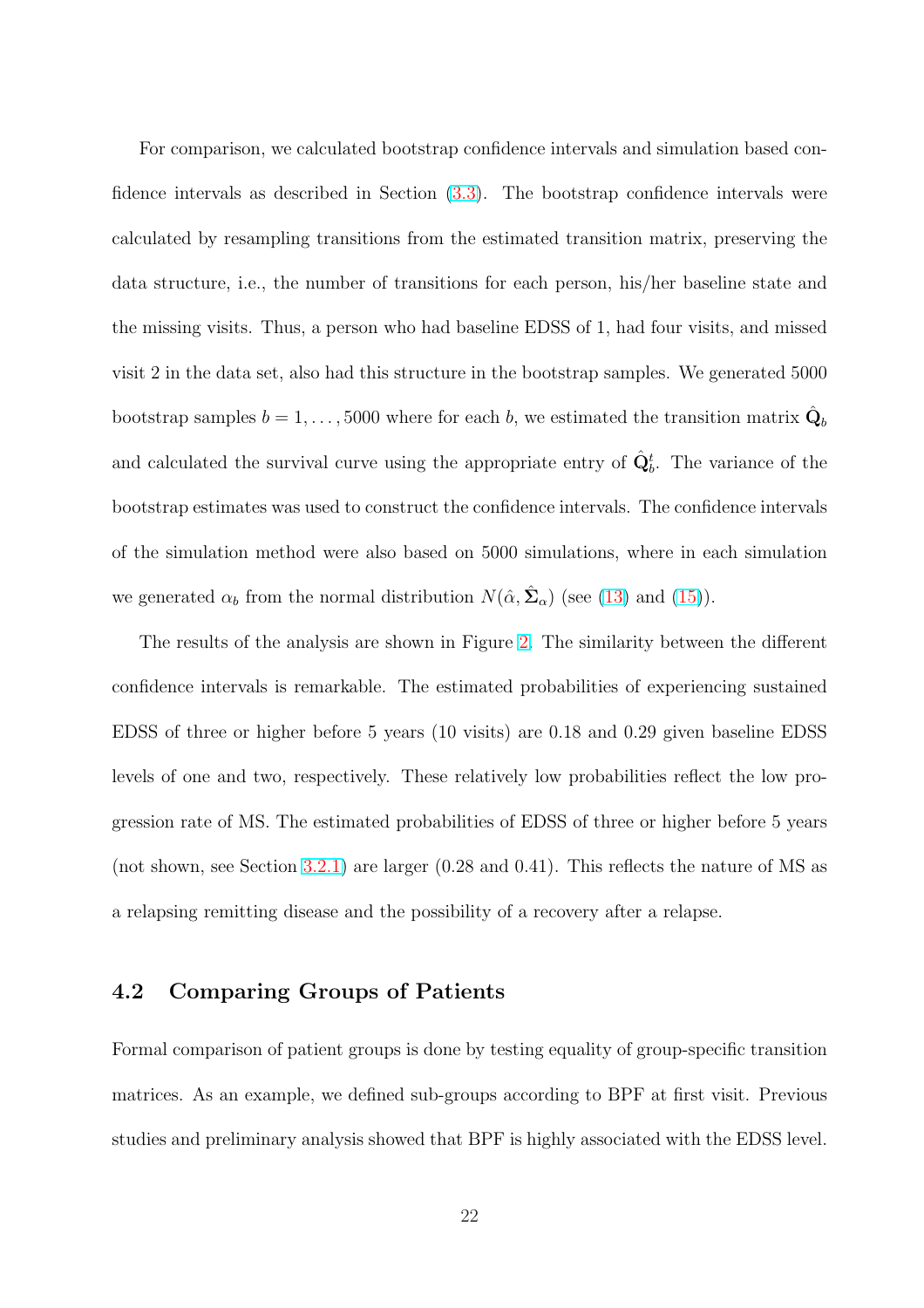For comparison, we calculated bootstrap confidence intervals and simulation based confidence intervals as described in Section (3.3). The bootstrap confidence intervals were calculated by resampling transitions from the estimated transition matrix, preserving the data structure, i.e., the number of transitions for each person, his/her baseline state and the missing visits. Thus, a person who had baseline EDSS of 1, had four visits, and missed visit 2 in the data set, also had this structure in the bootstrap samples. We generated 5000 bootstrap samples $b = 1, \ldots, 5000$ where for each $b$, we estimated the transition matrix $\hat{\mathbf{Q}}_b$ and calculated the survival curve using the appropriate entry of $\hat{\mathbf{Q}}_b^t$. The variance of the bootstrap estimates was used to construct the confidence intervals. The confidence intervals of the simulation method were also based on 5000 simulations, where in each simulation we generated $\alpha_b$ from the normal distribution $N(\hat{\alpha}, \hat{\mathbf{\Sigma}}_\alpha)$ (see (13) and (15)).

The results of the analysis are shown in Figure 2. The similarity between the different confidence intervals is remarkable. The estimated probabilities of experiencing sustained EDSS of three or higher before 5 years (10 visits) are 0.18 and 0.29 given baseline EDSS levels of one and two, respectively. These relatively low probabilities reflect the low progression rate of MS. The estimated probabilities of EDSS of three or higher before 5 years (not shown, see Section 3.2.1) are larger (0.28 and 0.41). This reflects the nature of MS as a relapsing remitting disease and the possibility of a recovery after a relapse.

## 4.2 Comparing Groups of Patients

Formal comparison of patient groups is done by testing equality of group-specific transition matrices. As an example, we defined sub-groups according to BPF at first visit. Previous studies and preliminary analysis showed that BPF is highly associated with the EDSS level.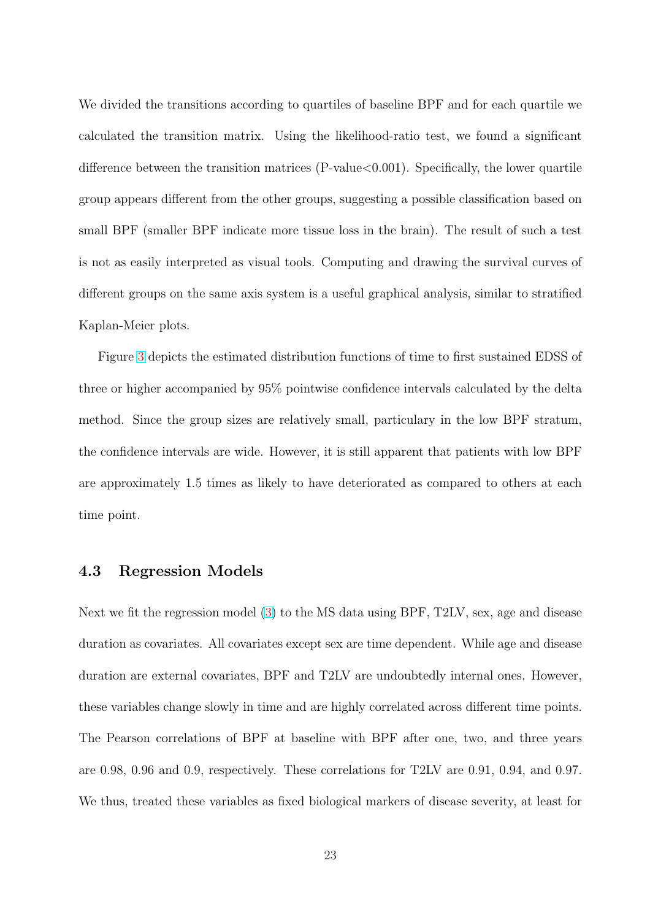We divided the transitions according to quartiles of baseline BPF and for each quartile we calculated the transition matrix. Using the likelihood-ratio test, we found a significant difference between the transition matrices (P-value<0.001). Specifically, the lower quartile group appears different from the other groups, suggesting a possible classification based on small BPF (smaller BPF indicate more tissue loss in the brain). The result of such a test is not as easily interpreted as visual tools. Computing and drawing the survival curves of different groups on the same axis system is a useful graphical analysis, similar to stratified Kaplan-Meier plots.

Figure 3 depicts the estimated distribution functions of time to first sustained EDSS of three or higher accompanied by 95% pointwise confidence intervals calculated by the delta method. Since the group sizes are relatively small, particulary in the low BPF stratum, the confidence intervals are wide. However, it is still apparent that patients with low BPF are approximately 1.5 times as likely to have deteriorated as compared to others at each time point.

### 4.3 Regression Models

Next we fit the regression model (3) to the MS data using BPF, T2LV, sex, age and disease duration as covariates. All covariates except sex are time dependent. While age and disease duration are external covariates, BPF and T2LV are undoubtedly internal ones. However, these variables change slowly in time and are highly correlated across different time points. The Pearson correlations of BPF at baseline with BPF after one, two, and three years are 0.98, 0.96 and 0.9, respectively. These correlations for T2LV are 0.91, 0.94, and 0.97. We thus, treated these variables as fixed biological markers of disease severity, at least for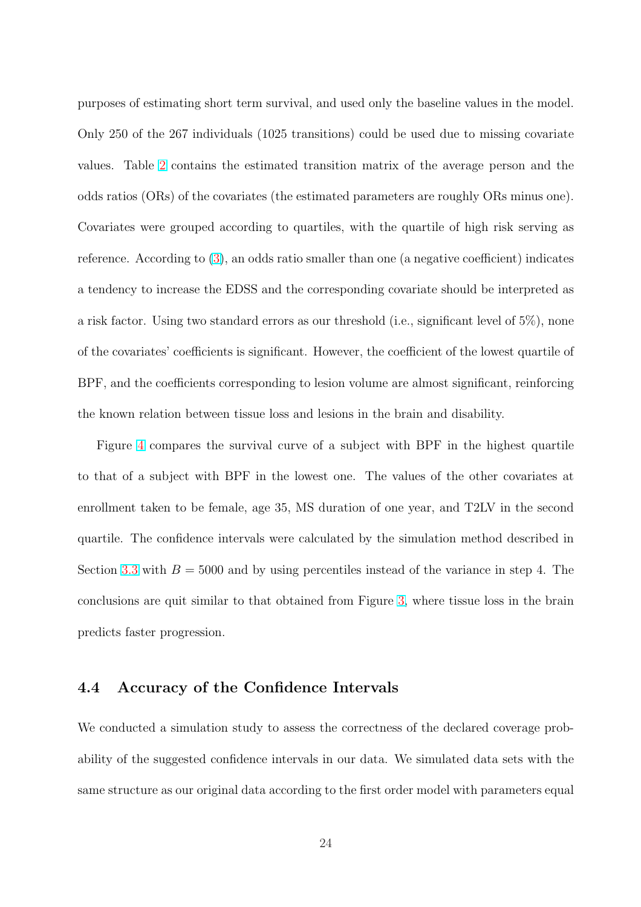purposes of estimating short term survival, and used only the baseline values in the model. Only 250 of the 267 individuals (1025 transitions) could be used due to missing covariate values. Table 2 contains the estimated transition matrix of the average person and the odds ratios (ORs) of the covariates (the estimated parameters are roughly ORs minus one). Covariates were grouped according to quartiles, with the quartile of high risk serving as reference. According to (3), an odds ratio smaller than one (a negative coefficient) indicates a tendency to increase the EDSS and the corresponding covariate should be interpreted as a risk factor. Using two standard errors as our threshold (i.e., significant level of 5%), none of the covariates' coefficients is significant. However, the coefficient of the lowest quartile of BPF, and the coefficients corresponding to lesion volume are almost significant, reinforcing the known relation between tissue loss and lesions in the brain and disability.

Figure 4 compares the survival curve of a subject with BPF in the highest quartile to that of a subject with BPF in the lowest one. The values of the other covariates at enrollment taken to be female, age 35, MS duration of one year, and T2LV in the second quartile. The confidence intervals were calculated by the simulation method described in Section 3.3 with $B = 5000$ and by using percentiles instead of the variance in step 4. The conclusions are quit similar to that obtained from Figure 3, where tissue loss in the brain predicts faster progression.

### 4.4 Accuracy of the Confidence Intervals

We conducted a simulation study to assess the correctness of the declared coverage probability of the suggested confidence intervals in our data. We simulated data sets with the same structure as our original data according to the first order model with parameters equal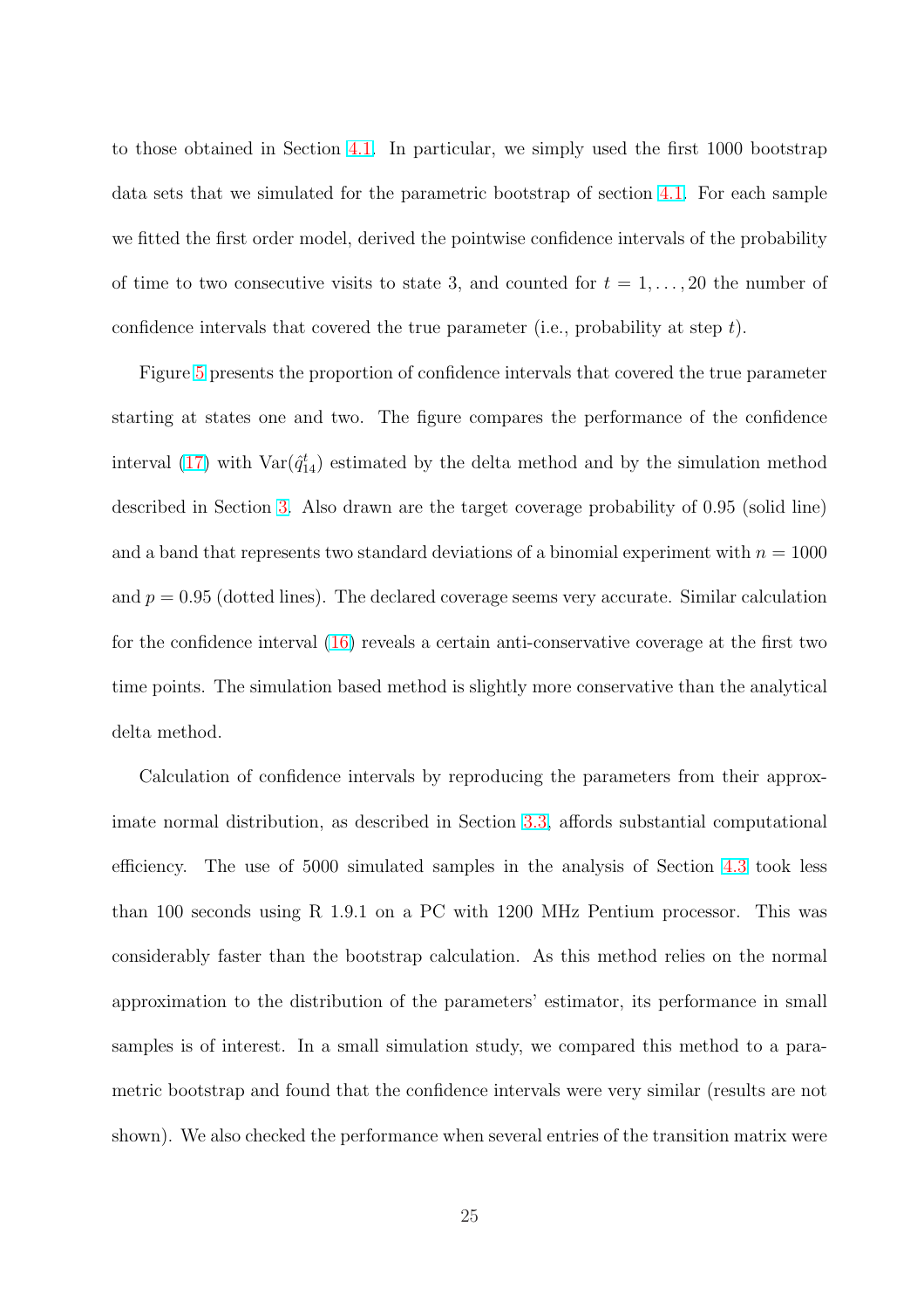to those obtained in Section 4.1. In particular, we simply used the first 1000 bootstrap data sets that we simulated for the parametric bootstrap of section 4.1. For each sample we fitted the first order model, derived the pointwise confidence intervals of the probability of time to two consecutive visits to state 3, and counted for $t = 1, \ldots, 20$ the number of confidence intervals that covered the true parameter (i.e., probability at step $t$).

Figure 5 presents the proportion of confidence intervals that covered the true parameter starting at states one and two. The figure compares the performance of the confidence interval (17) with $\mathrm{Var}(\hat{q}^t_{14})$ estimated by the delta method and by the simulation method described in Section 3. Also drawn are the target coverage probability of 0.95 (solid line) and a band that represents two standard deviations of a binomial experiment with $n = 1000$ and $p = 0.95$ (dotted lines). The declared coverage seems very accurate. Similar calculation for the confidence interval (16) reveals a certain anti-conservative coverage at the first two time points. The simulation based method is slightly more conservative than the analytical delta method.

Calculation of confidence intervals by reproducing the parameters from their approximate normal distribution, as described in Section 3.3, affords substantial computational efficiency. The use of 5000 simulated samples in the analysis of Section 4.3 took less than 100 seconds using R 1.9.1 on a PC with 1200 MHz Pentium processor. This was considerably faster than the bootstrap calculation. As this method relies on the normal approximation to the distribution of the parameters' estimator, its performance in small samples is of interest. In a small simulation study, we compared this method to a parametric bootstrap and found that the confidence intervals were very similar (results are not shown). We also checked the performance when several entries of the transition matrix were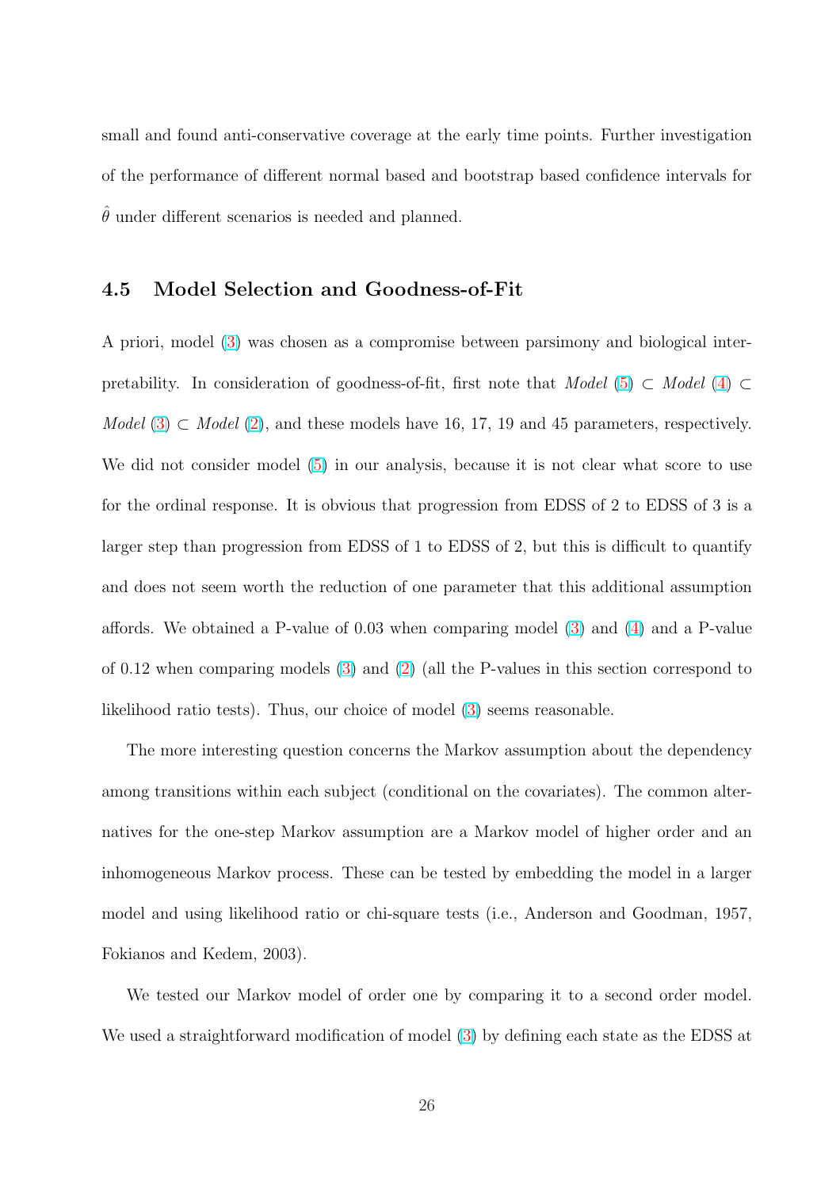small and found anti-conservative coverage at the early time points. Further investigation of the performance of different normal based and bootstrap based confidence intervals for $\hat{\theta}$ under different scenarios is needed and planned.

### 4.5 Model Selection and Goodness-of-Fit

A priori, model (3) was chosen as a compromise between parsimony and biological interpretability. In consideration of goodness-of-fit, first note that *Model* (5) $\subset$ *Model* (4) $\subset$ *Model* (3) $\subset$ *Model* (2), and these models have 16, 17, 19 and 45 parameters, respectively. We did not consider model (5) in our analysis, because it is not clear what score to use for the ordinal response. It is obvious that progression from EDSS of 2 to EDSS of 3 is a larger step than progression from EDSS of 1 to EDSS of 2, but this is difficult to quantify and does not seem worth the reduction of one parameter that this additional assumption affords. We obtained a P-value of 0.03 when comparing model (3) and (4) and a P-value of 0.12 when comparing models (3) and (2) (all the P-values in this section correspond to likelihood ratio tests). Thus, our choice of model (3) seems reasonable.

The more interesting question concerns the Markov assumption about the dependency among transitions within each subject (conditional on the covariates). The common alternatives for the one-step Markov assumption are a Markov model of higher order and an inhomogeneous Markov process. These can be tested by embedding the model in a larger model and using likelihood ratio or chi-square tests (i.e., Anderson and Goodman, 1957, Fokianos and Kedem, 2003).

We tested our Markov model of order one by comparing it to a second order model. We used a straightforward modification of model (3) by defining each state as the EDSS at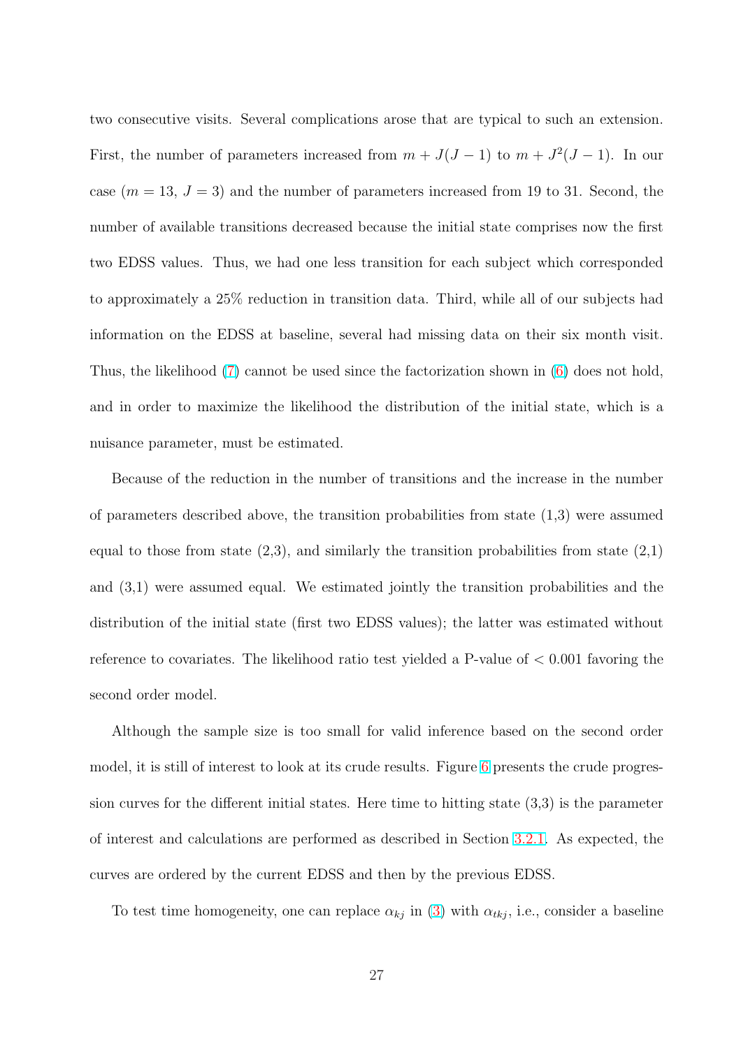two consecutive visits. Several complications arose that are typical to such an extension. First, the number of parameters increased from $m + J(J-1)$ to $m + J^2(J-1)$. In our case ($m = 13$, $J = 3$) and the number of parameters increased from 19 to 31. Second, the number of available transitions decreased because the initial state comprises now the first two EDSS values. Thus, we had one less transition for each subject which corresponded to approximately a 25% reduction in transition data. Third, while all of our subjects had information on the EDSS at baseline, several had missing data on their six month visit. Thus, the likelihood (7) cannot be used since the factorization shown in (6) does not hold, and in order to maximize the likelihood the distribution of the initial state, which is a nuisance parameter, must be estimated.

Because of the reduction in the number of transitions and the increase in the number of parameters described above, the transition probabilities from state (1,3) were assumed equal to those from state (2,3), and similarly the transition probabilities from state (2,1) and (3,1) were assumed equal. We estimated jointly the transition probabilities and the distribution of the initial state (first two EDSS values); the latter was estimated without reference to covariates. The likelihood ratio test yielded a P-value of $< 0.001$ favoring the second order model.

Although the sample size is too small for valid inference based on the second order model, it is still of interest to look at its crude results. Figure 6 presents the crude progression curves for the different initial states. Here time to hitting state (3,3) is the parameter of interest and calculations are performed as described in Section 3.2.1. As expected, the curves are ordered by the current EDSS and then by the previous EDSS.

To test time homogeneity, one can replace $\alpha_{kj}$ in (3) with $\alpha_{tkj}$, i.e., consider a baseline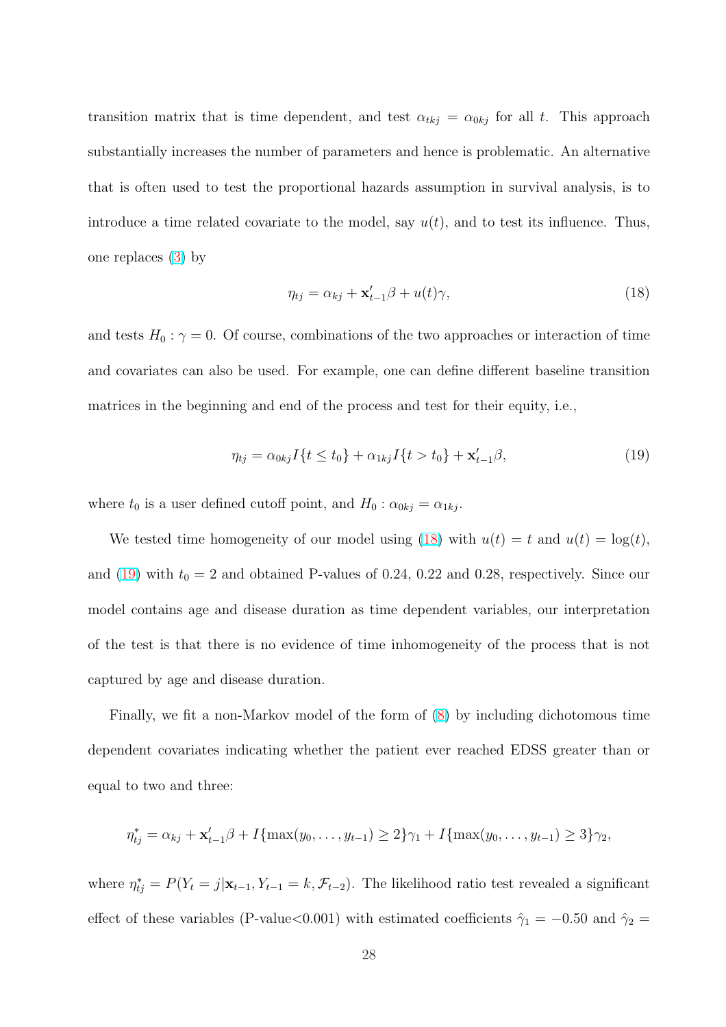transition matrix that is time dependent, and test $\alpha_{tkj} = \alpha_{0kj}$ for all $t$. This approach substantially increases the number of parameters and hence is problematic. An alternative that is often used to test the proportional hazards assumption in survival analysis, is to introduce a time related covariate to the model, say $u(t)$, and to test its influence. Thus, one replaces (3) by

$$\eta_{tj} = \alpha_{kj} + \mathbf{x}'_{t-1}\beta + u(t)\gamma, \tag{18}$$

and tests $H_0 : \gamma = 0$. Of course, combinations of the two approaches or interaction of time and covariates can also be used. For example, one can define different baseline transition matrices in the beginning and end of the process and test for their equity, i.e.,

$$\eta_{tj} = \alpha_{0kj} I\{t \leq t_0\} + \alpha_{1kj} I\{t > t_0\} + \mathbf{x}'_{t-1}\beta, \tag{19}$$

where $t_0$ is a user defined cutoff point, and $H_0 : \alpha_{0kj} = \alpha_{1kj}$.

We tested time homogeneity of our model using (18) with $u(t) = t$ and $u(t) = \log(t)$, and (19) with $t_0 = 2$ and obtained P-values of 0.24, 0.22 and 0.28, respectively. Since our model contains age and disease duration as time dependent variables, our interpretation of the test is that there is no evidence of time inhomogeneity of the process that is not captured by age and disease duration.

Finally, we fit a non-Markov model of the form of (8) by including dichotomous time dependent covariates indicating whether the patient ever reached EDSS greater than or equal to two and three:

$$\eta^*_{tj} = \alpha_{kj} + \mathbf{x}'_{t-1}\beta + I\{\max(y_0, \ldots, y_{t-1}) \geq 2\}\gamma_1 + I\{\max(y_0, \ldots, y_{t-1}) \geq 3\}\gamma_2,$$

where $\eta^*_{tj} = P(Y_t = j|\mathbf{x}_{t-1}, Y_{t-1} = k, \mathcal{F}_{t-2})$. The likelihood ratio test revealed a significant effect of these variables (P-value<0.001) with estimated coefficients $\hat{\gamma}_1 = -0.50$ and $\hat{\gamma}_2 =$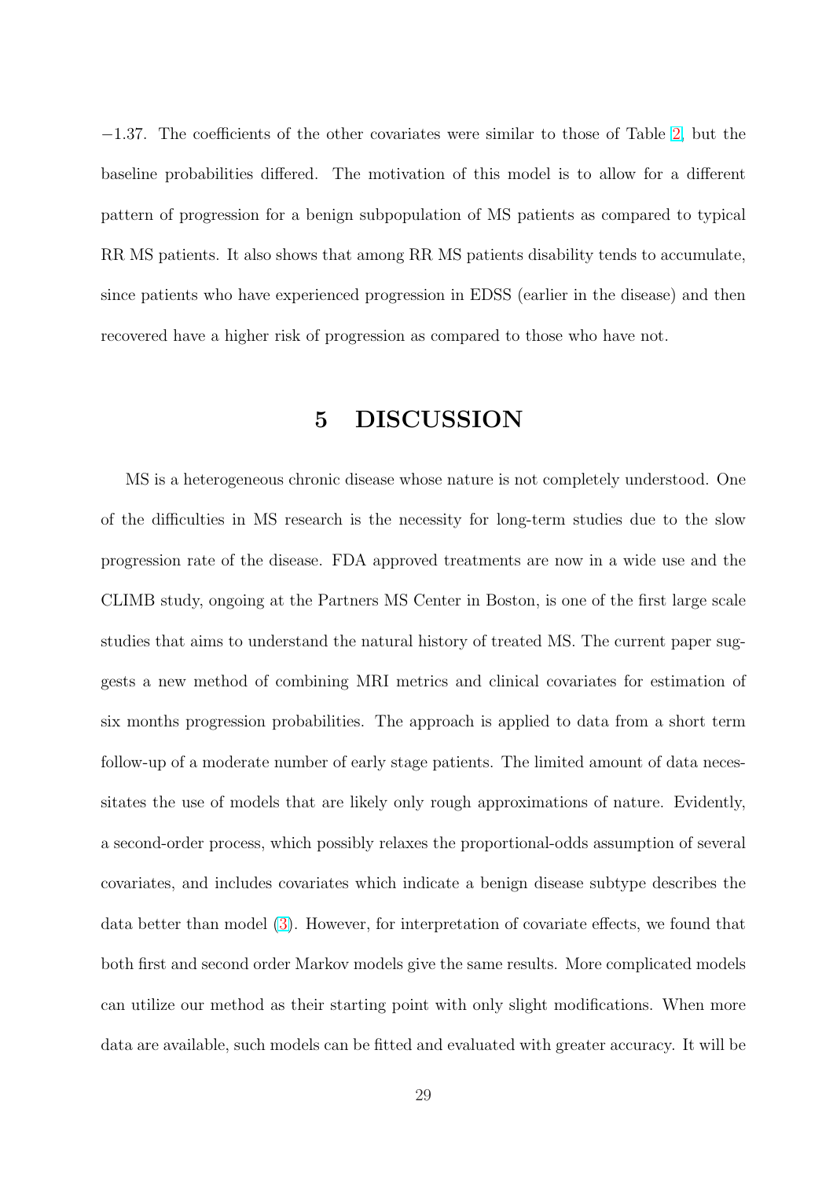$-1.37$. The coefficients of the other covariates were similar to those of Table 2, but the baseline probabilities differed. The motivation of this model is to allow for a different pattern of progression for a benign subpopulation of MS patients as compared to typical RR MS patients. It also shows that among RR MS patients disability tends to accumulate, since patients who have experienced progression in EDSS (earlier in the disease) and then recovered have a higher risk of progression as compared to those who have not.

# 5 DISCUSSION

MS is a heterogeneous chronic disease whose nature is not completely understood. One of the difficulties in MS research is the necessity for long-term studies due to the slow progression rate of the disease. FDA approved treatments are now in a wide use and the CLIMB study, ongoing at the Partners MS Center in Boston, is one of the first large scale studies that aims to understand the natural history of treated MS. The current paper suggests a new method of combining MRI metrics and clinical covariates for estimation of six months progression probabilities. The approach is applied to data from a short term follow-up of a moderate number of early stage patients. The limited amount of data necessitates the use of models that are likely only rough approximations of nature. Evidently, a second-order process, which possibly relaxes the proportional-odds assumption of several covariates, and includes covariates which indicate a benign disease subtype describes the data better than model (3). However, for interpretation of covariate effects, we found that both first and second order Markov models give the same results. More complicated models can utilize our method as their starting point with only slight modifications. When more data are available, such models can be fitted and evaluated with greater accuracy. It will be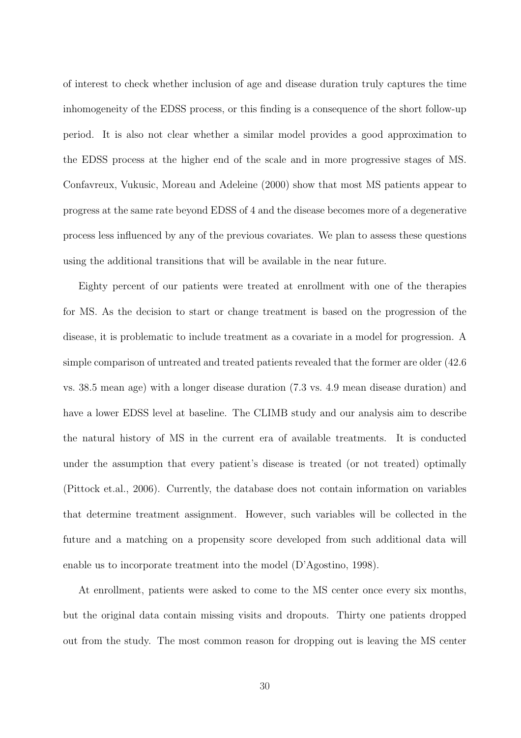of interest to check whether inclusion of age and disease duration truly captures the time inhomogeneity of the EDSS process, or this finding is a consequence of the short follow-up period. It is also not clear whether a similar model provides a good approximation to the EDSS process at the higher end of the scale and in more progressive stages of MS. Confavreux, Vukusic, Moreau and Adeleine (2000) show that most MS patients appear to progress at the same rate beyond EDSS of 4 and the disease becomes more of a degenerative process less influenced by any of the previous covariates. We plan to assess these questions using the additional transitions that will be available in the near future.

Eighty percent of our patients were treated at enrollment with one of the therapies for MS. As the decision to start or change treatment is based on the progression of the disease, it is problematic to include treatment as a covariate in a model for progression. A simple comparison of untreated and treated patients revealed that the former are older (42.6 vs. 38.5 mean age) with a longer disease duration (7.3 vs. 4.9 mean disease duration) and have a lower EDSS level at baseline. The CLIMB study and our analysis aim to describe the natural history of MS in the current era of available treatments. It is conducted under the assumption that every patient's disease is treated (or not treated) optimally (Pittock et.al., 2006). Currently, the database does not contain information on variables that determine treatment assignment. However, such variables will be collected in the future and a matching on a propensity score developed from such additional data will enable us to incorporate treatment into the model (D'Agostino, 1998).

At enrollment, patients were asked to come to the MS center once every six months, but the original data contain missing visits and dropouts. Thirty one patients dropped out from the study. The most common reason for dropping out is leaving the MS center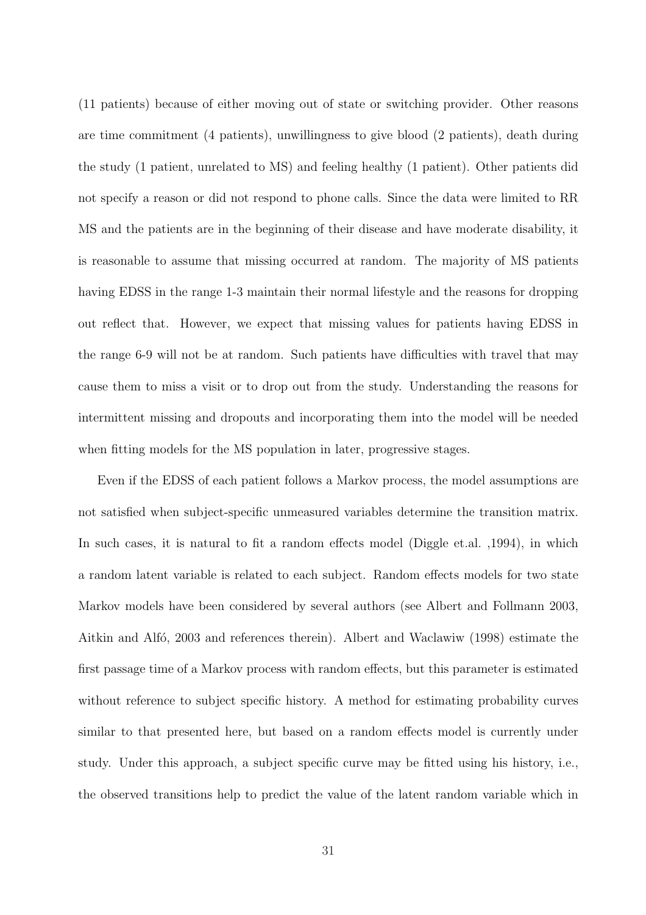(11 patients) because of either moving out of state or switching provider. Other reasons are time commitment (4 patients), unwillingness to give blood (2 patients), death during the study (1 patient, unrelated to MS) and feeling healthy (1 patient). Other patients did not specify a reason or did not respond to phone calls. Since the data were limited to RR MS and the patients are in the beginning of their disease and have moderate disability, it is reasonable to assume that missing occurred at random. The majority of MS patients having EDSS in the range 1-3 maintain their normal lifestyle and the reasons for dropping out reflect that. However, we expect that missing values for patients having EDSS in the range 6-9 will not be at random. Such patients have difficulties with travel that may cause them to miss a visit or to drop out from the study. Understanding the reasons for intermittent missing and dropouts and incorporating them into the model will be needed when fitting models for the MS population in later, progressive stages.

Even if the EDSS of each patient follows a Markov process, the model assumptions are not satisfied when subject-specific unmeasured variables determine the transition matrix. In such cases, it is natural to fit a random effects model (Diggle et.al. ,1994), in which a random latent variable is related to each subject. Random effects models for two state Markov models have been considered by several authors (see Albert and Follmann 2003, Aitkin and Alfó, 2003 and references therein). Albert and Waclawiw (1998) estimate the first passage time of a Markov process with random effects, but this parameter is estimated without reference to subject specific history. A method for estimating probability curves similar to that presented here, but based on a random effects model is currently under study. Under this approach, a subject specific curve may be fitted using his history, i.e., the observed transitions help to predict the value of the latent random variable which in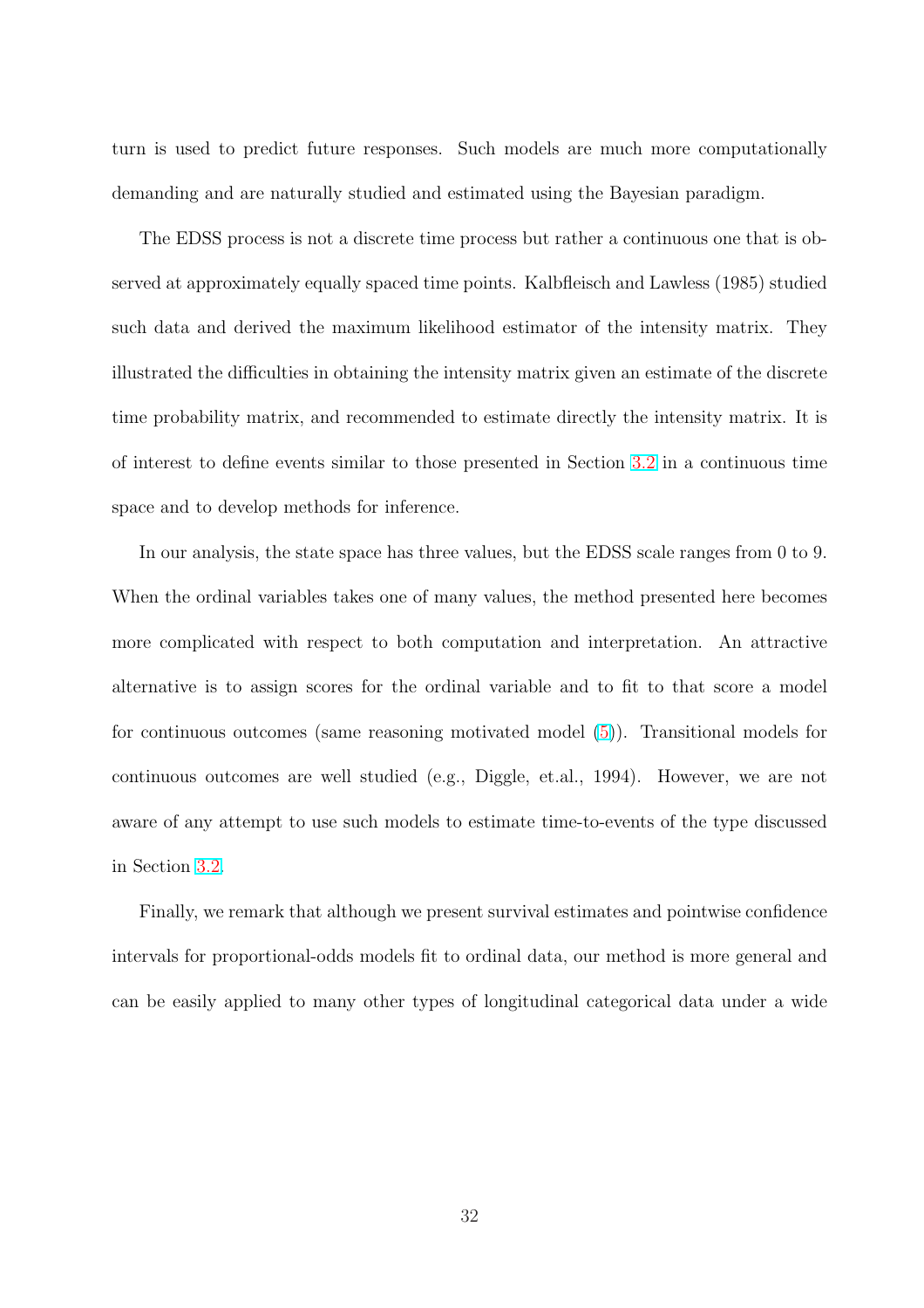turn is used to predict future responses. Such models are much more computationally demanding and are naturally studied and estimated using the Bayesian paradigm.

The EDSS process is not a discrete time process but rather a continuous one that is observed at approximately equally spaced time points. Kalbfleisch and Lawless (1985) studied such data and derived the maximum likelihood estimator of the intensity matrix. They illustrated the difficulties in obtaining the intensity matrix given an estimate of the discrete time probability matrix, and recommended to estimate directly the intensity matrix. It is of interest to define events similar to those presented in Section 3.2 in a continuous time space and to develop methods for inference.

In our analysis, the state space has three values, but the EDSS scale ranges from 0 to 9. When the ordinal variables takes one of many values, the method presented here becomes more complicated with respect to both computation and interpretation. An attractive alternative is to assign scores for the ordinal variable and to fit to that score a model for continuous outcomes (same reasoning motivated model (5)). Transitional models for continuous outcomes are well studied (e.g., Diggle, et.al., 1994). However, we are not aware of any attempt to use such models to estimate time-to-events of the type discussed in Section 3.2.

Finally, we remark that although we present survival estimates and pointwise confidence intervals for proportional-odds models fit to ordinal data, our method is more general and can be easily applied to many other types of longitudinal categorical data under a wide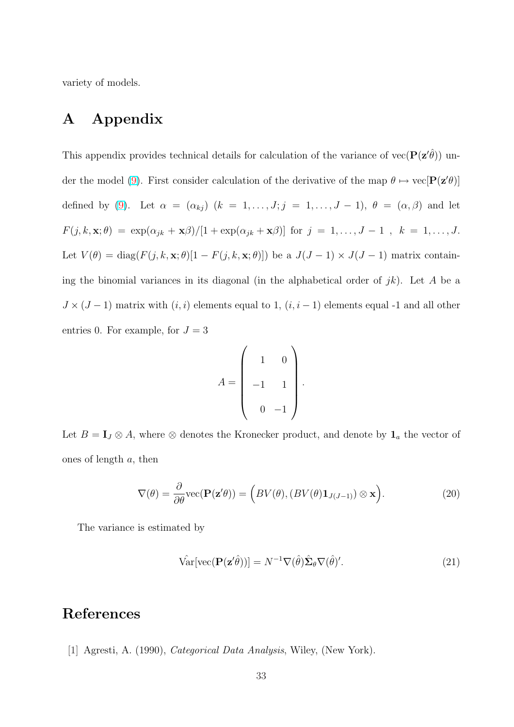variety of models.

# A Appendix

This appendix provides technical details for calculation of the variance of $\text{vec}(\mathbf{P}(\mathbf{z}'\hat{\theta}))$ under the model (9). First consider calculation of the derivative of the map $\theta \mapsto \text{vec}[\mathbf{P}(\mathbf{z}'\theta)]$ defined by (9). Let $\alpha = (\alpha_{kj})$ $(k = 1, \ldots, J; j = 1, \ldots, J-1)$, $\theta = (\alpha, \beta)$ and let $F(j, k, \mathbf{x}; \theta) = \exp(\alpha_{jk} + \mathbf{x}\beta)/[1 + \exp(\alpha_{jk} + \mathbf{x}\beta)]$ for $j = 1, \ldots, J-1$ , $k = 1, \ldots, J$. Let $V(\theta) = \text{diag}(F(j, k, \mathbf{x}; \theta)[1 - F(j, k, \mathbf{x}; \theta)])$ be a $J(J-1) \times J(J-1)$ matrix containing the binomial variances in its diagonal (in the alphabetical order of $jk$). Let $A$ be a $J \times (J-1)$ matrix with $(i, i)$ elements equal to 1, $(i, i-1)$ elements equal -1 and all other entries 0. For example, for $J = 3$

$$A = \begin{pmatrix} 1 & 0 \\ -1 & 1 \\ 0 & -1 \end{pmatrix}.$$

Let $B = \mathbf{I}_J \otimes A$, where $\otimes$ denotes the Kronecker product, and denote by $\mathbf{1}_a$ the vector of ones of length $a$, then

$$\nabla(\theta) = \frac{\partial}{\partial \theta} \text{vec}(\mathbf{P}(\mathbf{z}'\theta)) = \Big(BV(\theta), (BV(\theta)\mathbf{1}_{J(J-1)}) \otimes \mathbf{x}\Big). \tag{20}$$

The variance is estimated by

$$\hat{\text{Var}}[\text{vec}(\mathbf{P}(\mathbf{z}'\hat{\theta}))] = N^{-1}\nabla(\hat{\theta})\hat{\boldsymbol{\Sigma}}_\theta \nabla(\hat{\theta})'. \tag{21}$$

# References

[1] Agresti, A. (1990), *Categorical Data Analysis*, Wiley, (New York).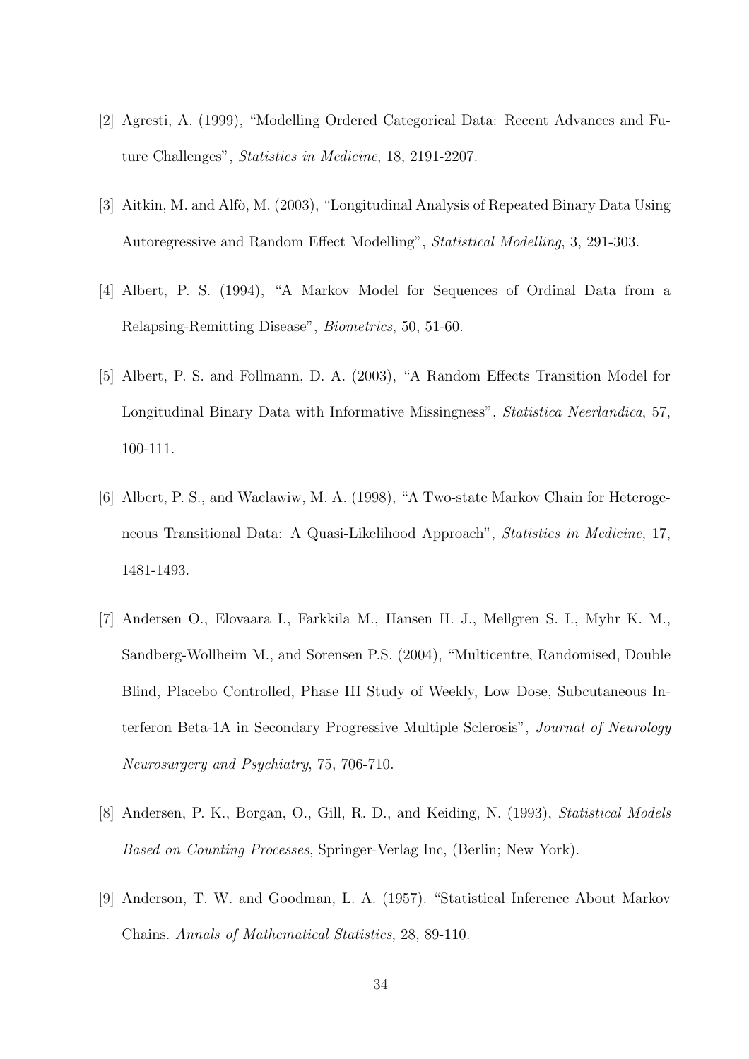[2] Agresti, A. (1999), "Modelling Ordered Categorical Data: Recent Advances and Future Challenges", *Statistics in Medicine*, 18, 2191-2207.

[3] Aitkin, M. and Alfò, M. (2003), "Longitudinal Analysis of Repeated Binary Data Using Autoregressive and Random Effect Modelling", *Statistical Modelling*, 3, 291-303.

[4] Albert, P. S. (1994), "A Markov Model for Sequences of Ordinal Data from a Relapsing-Remitting Disease", *Biometrics*, 50, 51-60.

[5] Albert, P. S. and Follmann, D. A. (2003), "A Random Effects Transition Model for Longitudinal Binary Data with Informative Missingness", *Statistica Neerlandica*, 57, 100-111.

[6] Albert, P. S., and Waclawiw, M. A. (1998), "A Two-state Markov Chain for Heterogeneous Transitional Data: A Quasi-Likelihood Approach", *Statistics in Medicine*, 17, 1481-1493.

[7] Andersen O., Elovaara I., Farkkila M., Hansen H. J., Mellgren S. I., Myhr K. M., Sandberg-Wollheim M., and Sorensen P.S. (2004), "Multicentre, Randomised, Double Blind, Placebo Controlled, Phase III Study of Weekly, Low Dose, Subcutaneous Interferon Beta-1A in Secondary Progressive Multiple Sclerosis", *Journal of Neurology Neurosurgery and Psychiatry*, 75, 706-710.

[8] Andersen, P. K., Borgan, O., Gill, R. D., and Keiding, N. (1993), *Statistical Models Based on Counting Processes*, Springer-Verlag Inc, (Berlin; New York).

[9] Anderson, T. W. and Goodman, L. A. (1957). "Statistical Inference About Markov Chains. *Annals of Mathematical Statistics*, 28, 89-110.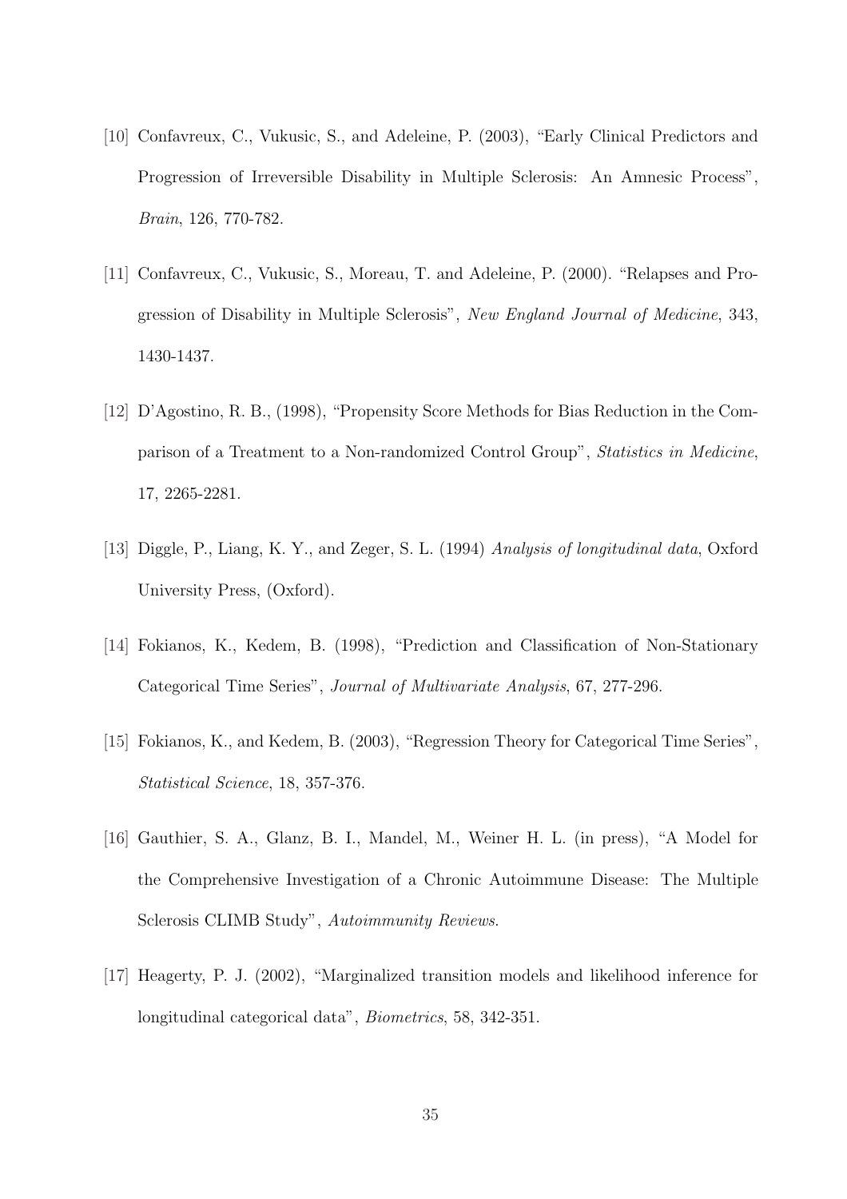[10] Confavreux, C., Vukusic, S., and Adeleine, P. (2003), "Early Clinical Predictors and Progression of Irreversible Disability in Multiple Sclerosis: An Amnesic Process", *Brain*, 126, 770-782.

[11] Confavreux, C., Vukusic, S., Moreau, T. and Adeleine, P. (2000). "Relapses and Progression of Disability in Multiple Sclerosis", *New England Journal of Medicine*, 343, 1430-1437.

[12] D'Agostino, R. B., (1998), "Propensity Score Methods for Bias Reduction in the Comparison of a Treatment to a Non-randomized Control Group", *Statistics in Medicine*, 17, 2265-2281.

[13] Diggle, P., Liang, K. Y., and Zeger, S. L. (1994) *Analysis of longitudinal data*, Oxford University Press, (Oxford).

[14] Fokianos, K., Kedem, B. (1998), "Prediction and Classification of Non-Stationary Categorical Time Series", *Journal of Multivariate Analysis*, 67, 277-296.

[15] Fokianos, K., and Kedem, B. (2003), "Regression Theory for Categorical Time Series", *Statistical Science*, 18, 357-376.

[16] Gauthier, S. A., Glanz, B. I., Mandel, M., Weiner H. L. (in press), "A Model for the Comprehensive Investigation of a Chronic Autoimmune Disease: The Multiple Sclerosis CLIMB Study", *Autoimmunity Reviews*.

[17] Heagerty, P. J. (2002), "Marginalized transition models and likelihood inference for longitudinal categorical data", *Biometrics*, 58, 342-351.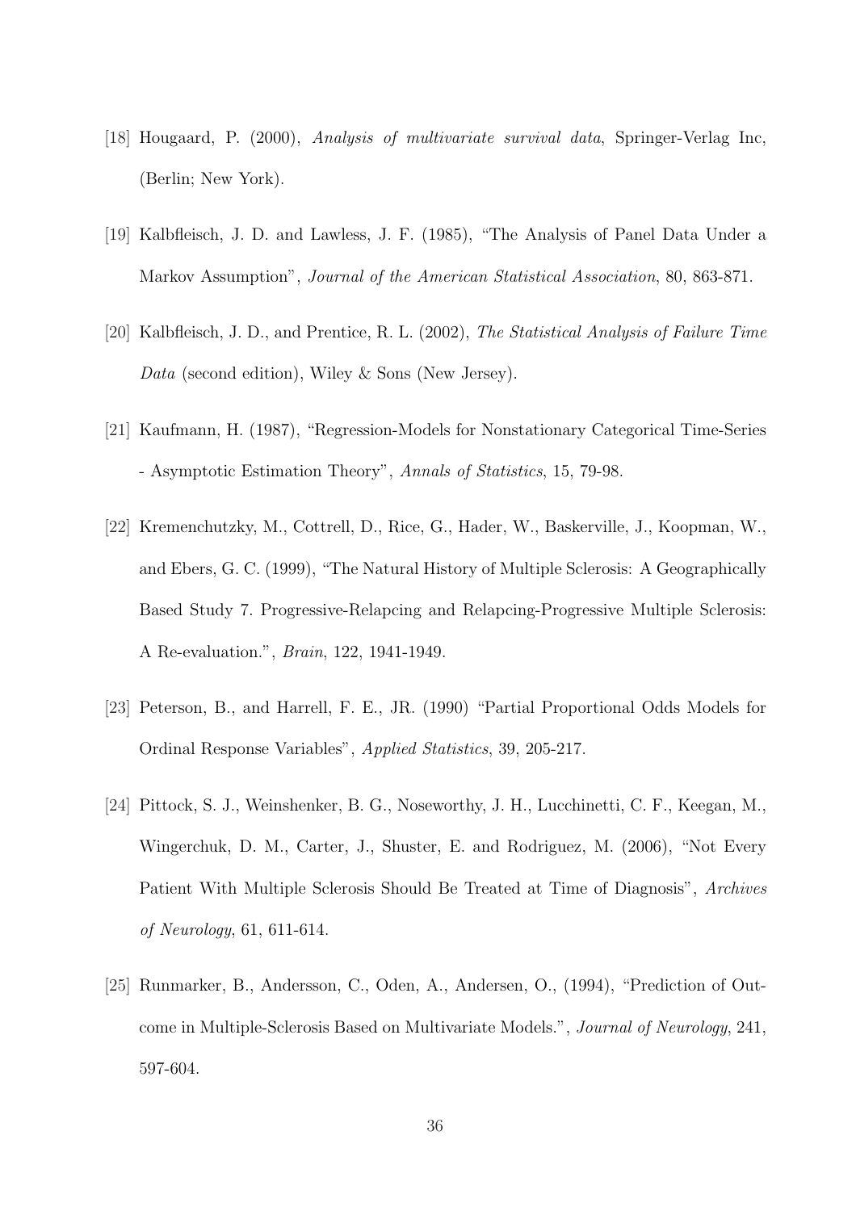[18] Hougaard, P. (2000), *Analysis of multivariate survival data*, Springer-Verlag Inc, (Berlin; New York).

[19] Kalbfleisch, J. D. and Lawless, J. F. (1985), "The Analysis of Panel Data Under a Markov Assumption", *Journal of the American Statistical Association*, 80, 863-871.

[20] Kalbfleisch, J. D., and Prentice, R. L. (2002), *The Statistical Analysis of Failure Time Data* (second edition), Wiley & Sons (New Jersey).

[21] Kaufmann, H. (1987), "Regression-Models for Nonstationary Categorical Time-Series - Asymptotic Estimation Theory", *Annals of Statistics*, 15, 79-98.

[22] Kremenchutzky, M., Cottrell, D., Rice, G., Hader, W., Baskerville, J., Koopman, W., and Ebers, G. C. (1999), "The Natural History of Multiple Sclerosis: A Geographically Based Study 7. Progressive-Relapcing and Relapcing-Progressive Multiple Sclerosis: A Re-evaluation.", *Brain*, 122, 1941-1949.

[23] Peterson, B., and Harrell, F. E., JR. (1990) "Partial Proportional Odds Models for Ordinal Response Variables", *Applied Statistics*, 39, 205-217.

[24] Pittock, S. J., Weinshenker, B. G., Noseworthy, J. H., Lucchinetti, C. F., Keegan, M., Wingerchuk, D. M., Carter, J., Shuster, E. and Rodriguez, M. (2006), "Not Every Patient With Multiple Sclerosis Should Be Treated at Time of Diagnosis", *Archives of Neurology*, 61, 611-614.

[25] Runmarker, B., Andersson, C., Oden, A., Andersen, O., (1994), "Prediction of Outcome in Multiple-Sclerosis Based on Multivariate Models.", *Journal of Neurology*, 241, 597-604.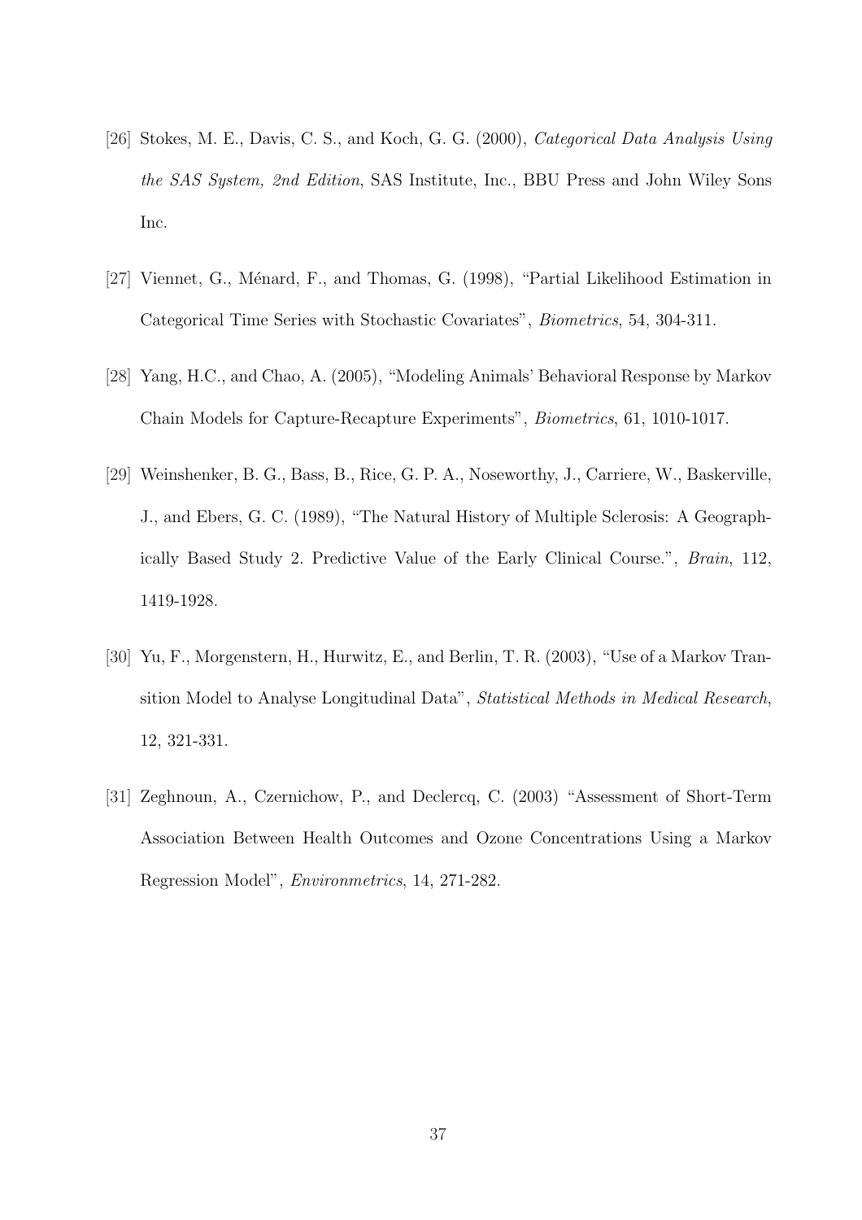[26] Stokes, M. E., Davis, C. S., and Koch, G. G. (2000), *Categorical Data Analysis Using the SAS System, 2nd Edition*, SAS Institute, Inc., BBU Press and John Wiley Sons Inc.

[27] Viennet, G., Ménard, F., and Thomas, G. (1998), "Partial Likelihood Estimation in Categorical Time Series with Stochastic Covariates", *Biometrics*, 54, 304-311.

[28] Yang, H.C., and Chao, A. (2005), "Modeling Animals' Behavioral Response by Markov Chain Models for Capture-Recapture Experiments", *Biometrics*, 61, 1010-1017.

[29] Weinshenker, B. G., Bass, B., Rice, G. P. A., Noseworthy, J., Carriere, W., Baskerville, J., and Ebers, G. C. (1989), "The Natural History of Multiple Sclerosis: A Geographically Based Study 2. Predictive Value of the Early Clinical Course.", *Brain*, 112, 1419-1928.

[30] Yu, F., Morgenstern, H., Hurwitz, E., and Berlin, T. R. (2003), "Use of a Markov Transition Model to Analyse Longitudinal Data", *Statistical Methods in Medical Research*, 12, 321-331.

[31] Zeghnoun, A., Czernichow, P., and Declercq, C. (2003) "Assessment of Short-Term Association Between Health Outcomes and Ozone Concentrations Using a Markov Regression Model", *Environmetrics*, 14, 271-282.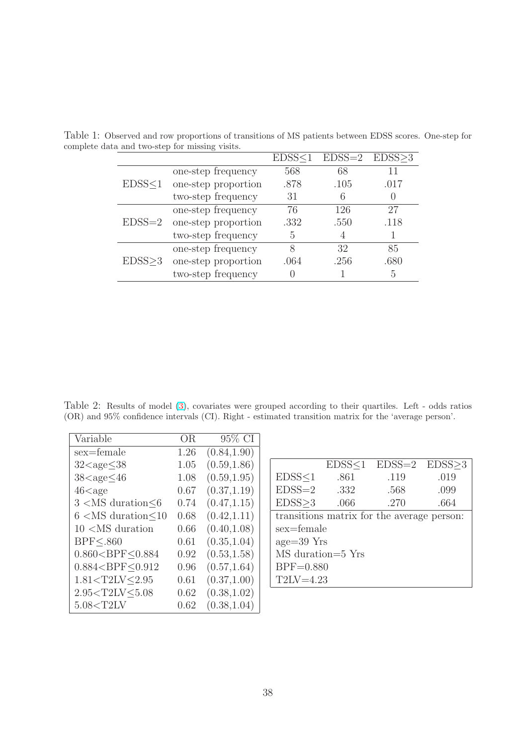Table 1: Observed and row proportions of transitions of MS patients between EDSS scores. One-step for complete data and two-step for missing visits.

| | | EDSS≤1 | EDSS=2 | EDSS≥3 |
|---|---|---|---|---|
| EDSS≤1 | one-step frequency | 568 | 68 | 11 |
| | one-step proportion | .878 | .105 | .017 |
| | two-step frequency | 31 | 6 | 0 |
| EDSS=2 | one-step frequency | 76 | 126 | 27 |
| | one-step proportion | .332 | .550 | .118 |
| | two-step frequency | 5 | 4 | 1 |
| EDSS≥3 | one-step frequency | 8 | 32 | 85 |
| | one-step proportion | .064 | .256 | .680 |
| | two-step frequency | 0 | 1 | 5 |

Table 2: Results of model (3), covariates were grouped according to their quartiles. Left - odds ratios (OR) and 95% confidence intervals (CI). Right - estimated transition matrix for the 'average person'.

| Variable | OR | 95% CI |
|---|---|---|
| sex=female | 1.26 | (0.84,1.90) |
| 32<age≤38 | 1.05 | (0.59,1.86) |
| 38<age≤46 | 1.08 | (0.59,1.95) |
| 46<age | 0.67 | (0.37,1.19) |
| 3 <MS duration≤6 | 0.74 | (0.47,1.15) |
| 6 <MS duration≤10 | 0.68 | (0.42,1.11) |
| 10 <MS duration | 0.66 | (0.40,1.08) |
| BPF≤.860 | 0.61 | (0.35,1.04) |
| 0.860<BPF≤0.884 | 0.92 | (0.53,1.58) |
| 0.884<BPF≤0.912 | 0.96 | (0.57,1.64) |
| 1.81<T2LV≤2.95 | 0.61 | (0.37,1.00) |
| 2.95<T2LV≤5.08 | 0.62 | (0.38,1.02) |
| 5.08<T2LV | 0.62 | (0.38,1.04) |

| | EDSS≤1 | EDSS=2 | EDSS≥3 |
|---|---|---|---|
| EDSS≤1 | .861 | .119 | .019 |
| EDSS=2 | .332 | .568 | .099 |
| EDSS≥3 | .066 | .270 | .664 |

transitions matrix for the average person:
sex=female
age=39 Yrs
MS duration=5 Yrs
BPF=0.880
T2LV=4.23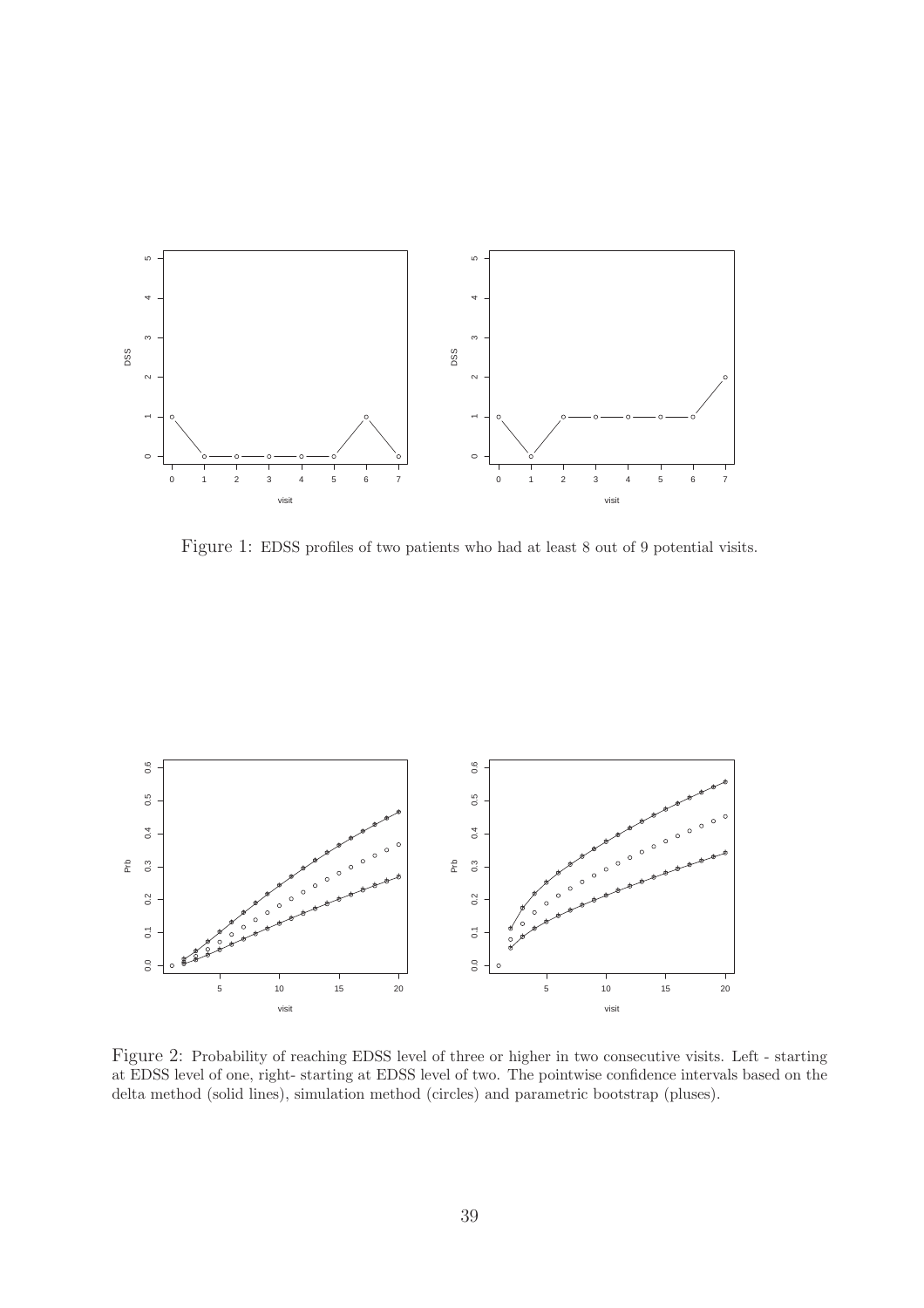Figure 1: EDSS profiles of two patients who had at least 8 out of 9 potential visits.

Figure 2: Probability of reaching EDSS level of three or higher in two consecutive visits. Left - starting at EDSS level of one, right- starting at EDSS level of two. The pointwise confidence intervals based on the delta method (solid lines), simulation method (circles) and parametric bootstrap (pluses).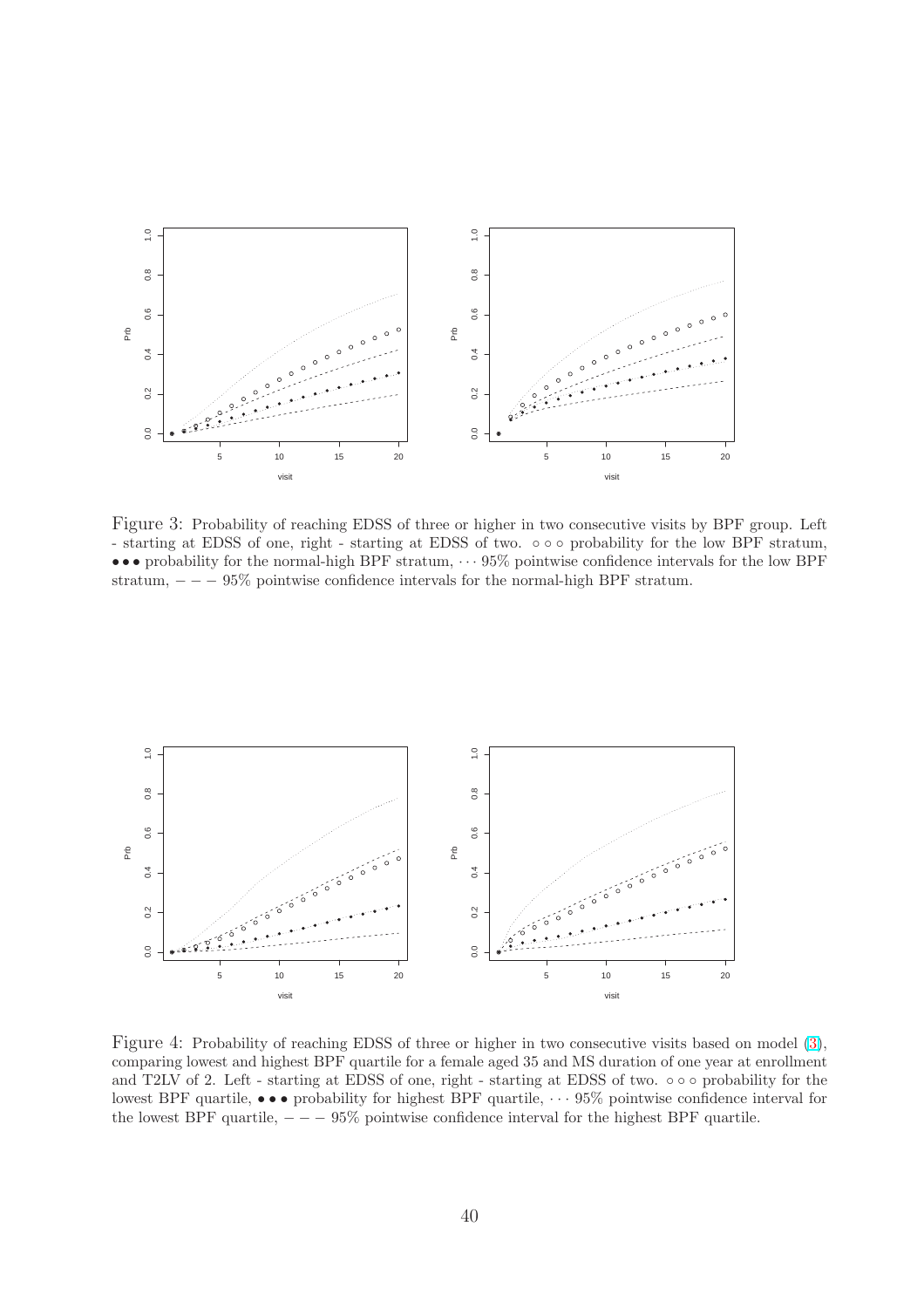Figure 3: Probability of reaching EDSS of three or higher in two consecutive visits by BPF group. Left - starting at EDSS of one, right - starting at EDSS of two. ∘ ∘ ∘ probability for the low BPF stratum, • • • probability for the normal-high BPF stratum, $\cdots$ 95% pointwise confidence intervals for the low BPF stratum, $- - -$ 95% pointwise confidence intervals for the normal-high BPF stratum.

Figure 4: Probability of reaching EDSS of three or higher in two consecutive visits based on model (3), comparing lowest and highest BPF quartile for a female aged 35 and MS duration of one year at enrollment and T2LV of 2. Left - starting at EDSS of one, right - starting at EDSS of two. ∘ ∘ ∘ probability for the lowest BPF quartile, • • • probability for highest BPF quartile, $\cdots$ 95% pointwise confidence interval for the lowest BPF quartile, $- - -$ 95% pointwise confidence interval for the highest BPF quartile.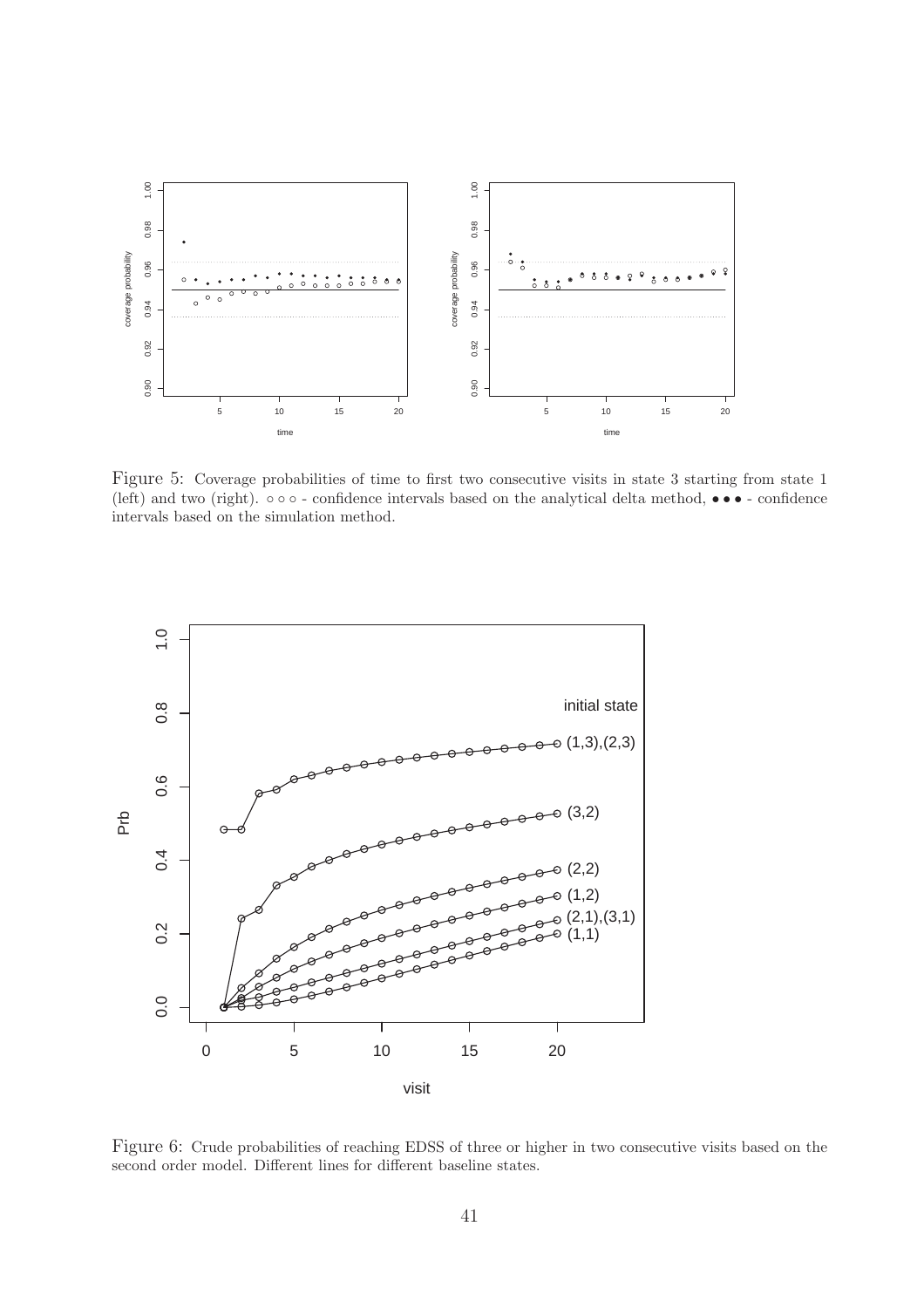coverage probability

0.90 0.92 0.94 0.96 0.98 1.00

5 10 15 20

time

coverage probability

0.90 0.92 0.94 0.96 0.98 1.00

5 10 15 20

time

Figure 5: Coverage probabilities of time to first two consecutive visits in state 3 starting from state 1 (left) and two (right). ◦ ◦ ◦ - confidence intervals based on the analytical delta method, • • • - confidence intervals based on the simulation method.

Prb

0.0 0.2 0.4 0.6 0.8 1.0

0 5 10 15 20

visit

initial state

(1,3),(2,3)

(3,2)

(2,2)

(1,2)

(2,1),(3,1)

(1,1)

Figure 6: Crude probabilities of reaching EDSS of three or higher in two consecutive visits based on the second order model. Different lines for different baseline states.